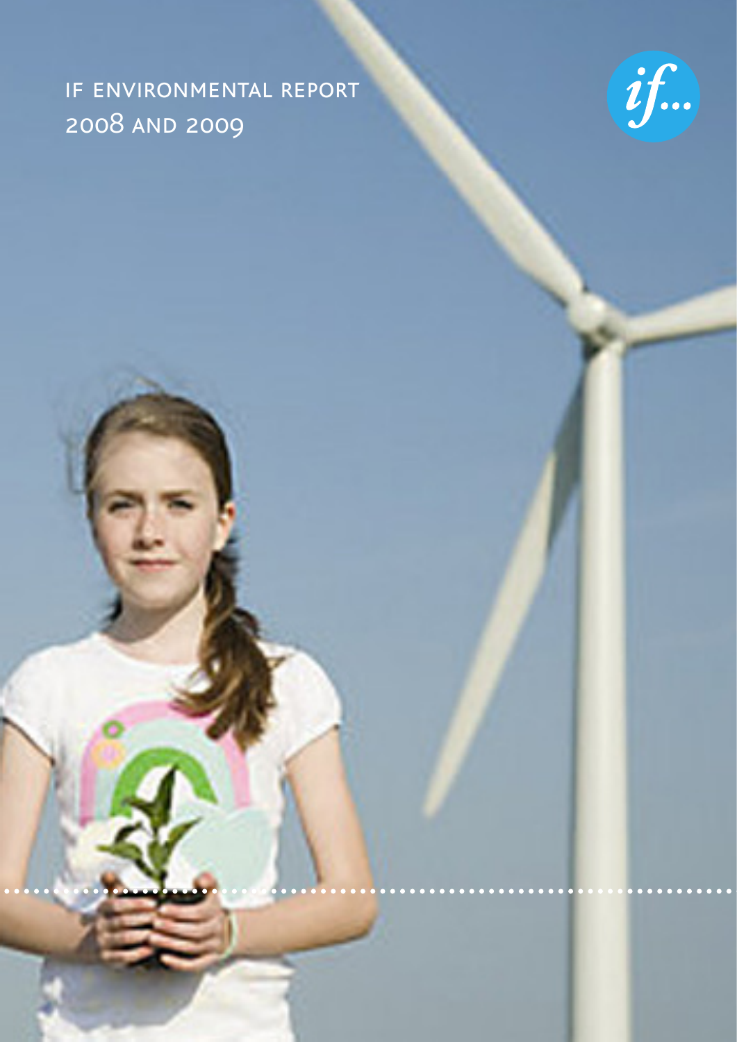# IF ENVIRONMENTAL REPORT 2008 AND 2009

if...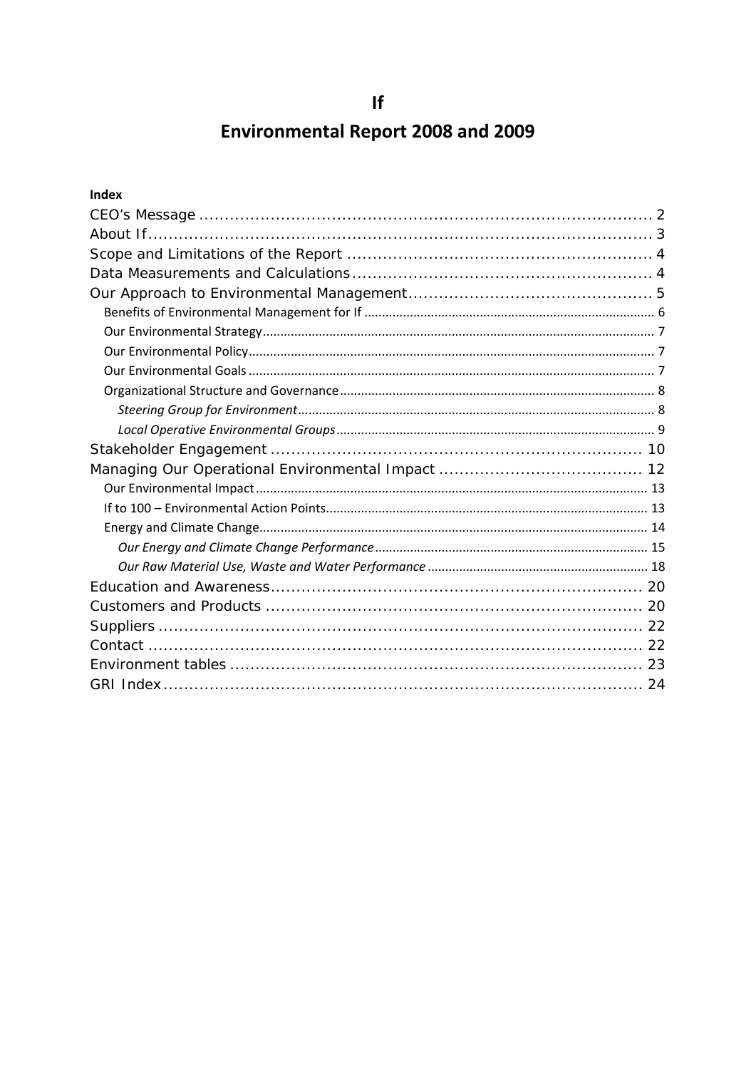# If

# Environmental Report 2008 and 2009

**Index**

- CEO's Message ........ 2
- About If ........ 3
- Scope and Limitations of the Report ........ 4
- Data Measurements and Calculations ........ 4
- Our Approach to Environmental Management ........ 5
  - Benefits of Environmental Management for If ........ 6
  - Our Environmental Strategy ........ 7
  - Our Environmental Policy ........ 7
  - Our Environmental Goals ........ 7
  - Organizational Structure and Governance ........ 8
    - *Steering Group for Environment* ........ 8
    - *Local Operative Environmental Groups* ........ 9
- Stakeholder Engagement ........ 10
- Managing Our Operational Environmental Impact ........ 12
  - Our Environmental Impact ........ 13
  - If to 100 – Environmental Action Points ........ 13
  - Energy and Climate Change ........ 14
    - *Our Energy and Climate Change Performance* ........ 15
    - *Our Raw Material Use, Waste and Water Performance* ........ 18
- Education and Awareness ........ 20
- Customers and Products ........ 20
- Suppliers ........ 22
- Contact ........ 22
- Environment tables ........ 23
- GRI Index ........ 24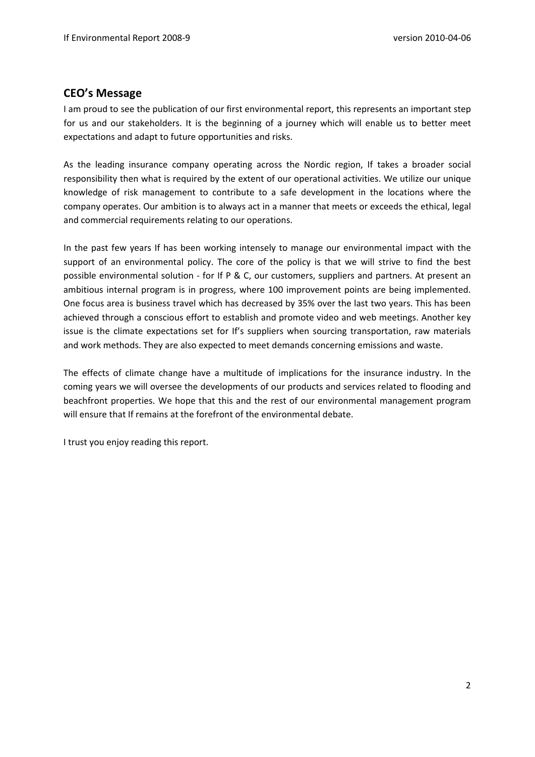## CEO's Message

I am proud to see the publication of our first environmental report, this represents an important step for us and our stakeholders. It is the beginning of a journey which will enable us to better meet expectations and adapt to future opportunities and risks.

As the leading insurance company operating across the Nordic region, If takes a broader social responsibility then what is required by the extent of our operational activities. We utilize our unique knowledge of risk management to contribute to a safe development in the locations where the company operates. Our ambition is to always act in a manner that meets or exceeds the ethical, legal and commercial requirements relating to our operations.

In the past few years If has been working intensely to manage our environmental impact with the support of an environmental policy. The core of the policy is that we will strive to find the best possible environmental solution - for If P & C, our customers, suppliers and partners. At present an ambitious internal program is in progress, where 100 improvement points are being implemented. One focus area is business travel which has decreased by 35% over the last two years. This has been achieved through a conscious effort to establish and promote video and web meetings. Another key issue is the climate expectations set for If's suppliers when sourcing transportation, raw materials and work methods. They are also expected to meet demands concerning emissions and waste.

The effects of climate change have a multitude of implications for the insurance industry. In the coming years we will oversee the developments of our products and services related to flooding and beachfront properties. We hope that this and the rest of our environmental management program will ensure that If remains at the forefront of the environmental debate.

I trust you enjoy reading this report.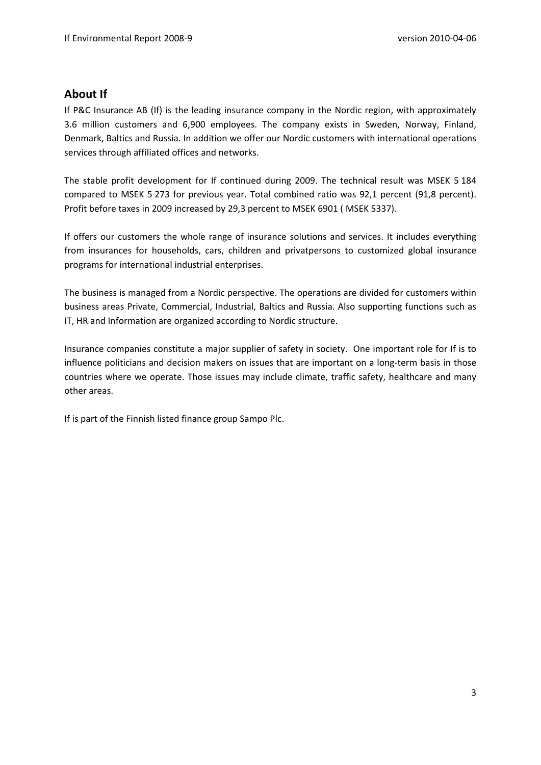## About If

If P&C Insurance AB (If) is the leading insurance company in the Nordic region, with approximately 3.6 million customers and 6,900 employees. The company exists in Sweden, Norway, Finland, Denmark, Baltics and Russia. In addition we offer our Nordic customers with international operations services through affiliated offices and networks.

The stable profit development for If continued during 2009. The technical result was MSEK 5 184 compared to MSEK 5 273 for previous year. Total combined ratio was 92,1 percent (91,8 percent). Profit before taxes in 2009 increased by 29,3 percent to MSEK 6901 ( MSEK 5337).

If offers our customers the whole range of insurance solutions and services. It includes everything from insurances for households, cars, children and privatpersons to customized global insurance programs for international industrial enterprises.

The business is managed from a Nordic perspective. The operations are divided for customers within business areas Private, Commercial, Industrial, Baltics and Russia. Also supporting functions such as IT, HR and Information are organized according to Nordic structure.

Insurance companies constitute a major supplier of safety in society. One important role for If is to influence politicians and decision makers on issues that are important on a long-term basis in those countries where we operate. Those issues may include climate, traffic safety, healthcare and many other areas.

If is part of the Finnish listed finance group Sampo Plc.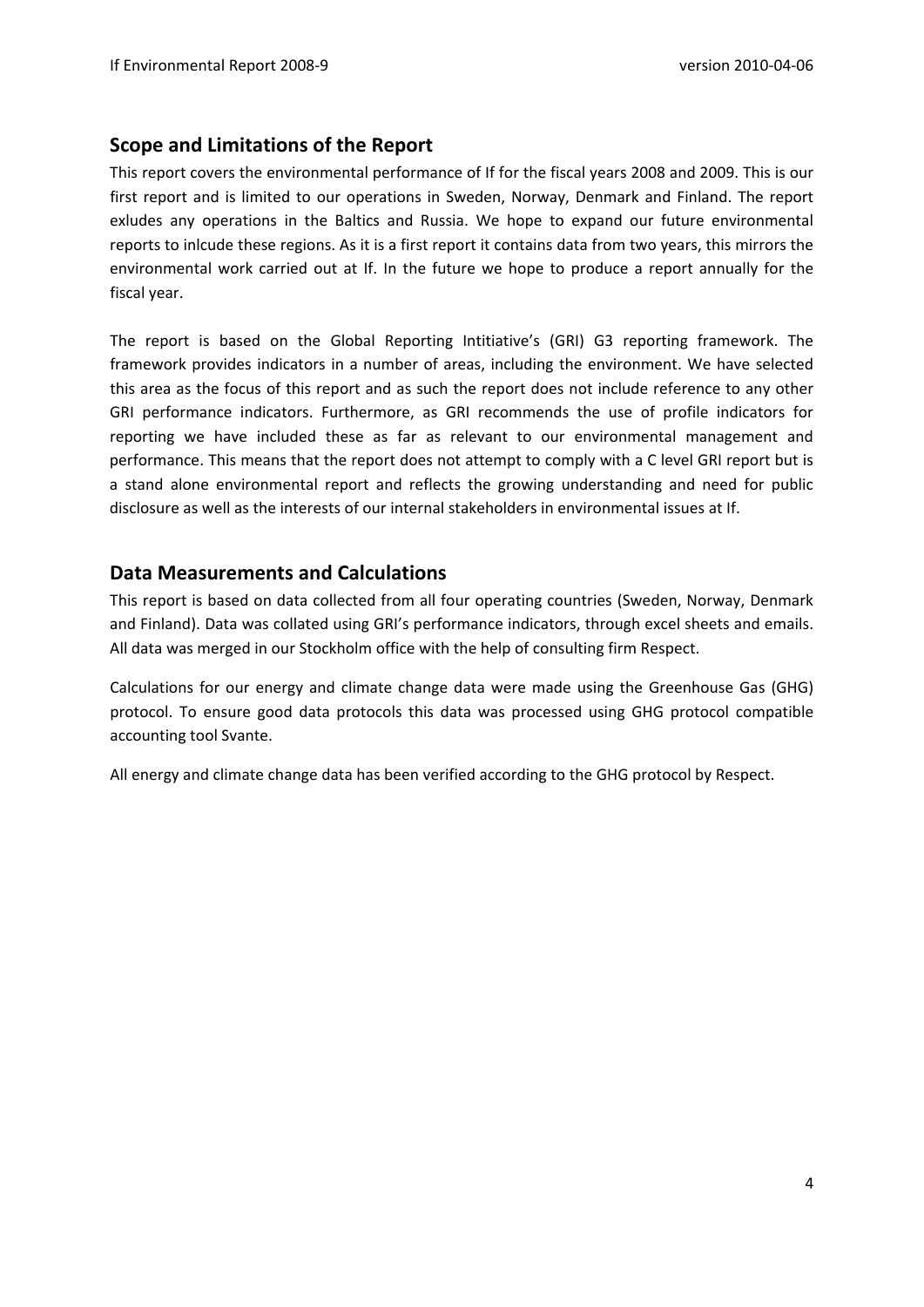## Scope and Limitations of the Report

This report covers the environmental performance of If for the fiscal years 2008 and 2009. This is our first report and is limited to our operations in Sweden, Norway, Denmark and Finland. The report exludes any operations in the Baltics and Russia. We hope to expand our future environmental reports to inlcude these regions. As it is a first report it contains data from two years, this mirrors the environmental work carried out at If. In the future we hope to produce a report annually for the fiscal year.

The report is based on the Global Reporting Intitiative's (GRI) G3 reporting framework. The framework provides indicators in a number of areas, including the environment. We have selected this area as the focus of this report and as such the report does not include reference to any other GRI performance indicators. Furthermore, as GRI recommends the use of profile indicators for reporting we have included these as far as relevant to our environmental management and performance. This means that the report does not attempt to comply with a C level GRI report but is a stand alone environmental report and reflects the growing understanding and need for public disclosure as well as the interests of our internal stakeholders in environmental issues at If.

## Data Measurements and Calculations

This report is based on data collected from all four operating countries (Sweden, Norway, Denmark and Finland). Data was collated using GRI's performance indicators, through excel sheets and emails. All data was merged in our Stockholm office with the help of consulting firm Respect.

Calculations for our energy and climate change data were made using the Greenhouse Gas (GHG) protocol. To ensure good data protocols this data was processed using GHG protocol compatible accounting tool Svante.

All energy and climate change data has been verified according to the GHG protocol by Respect.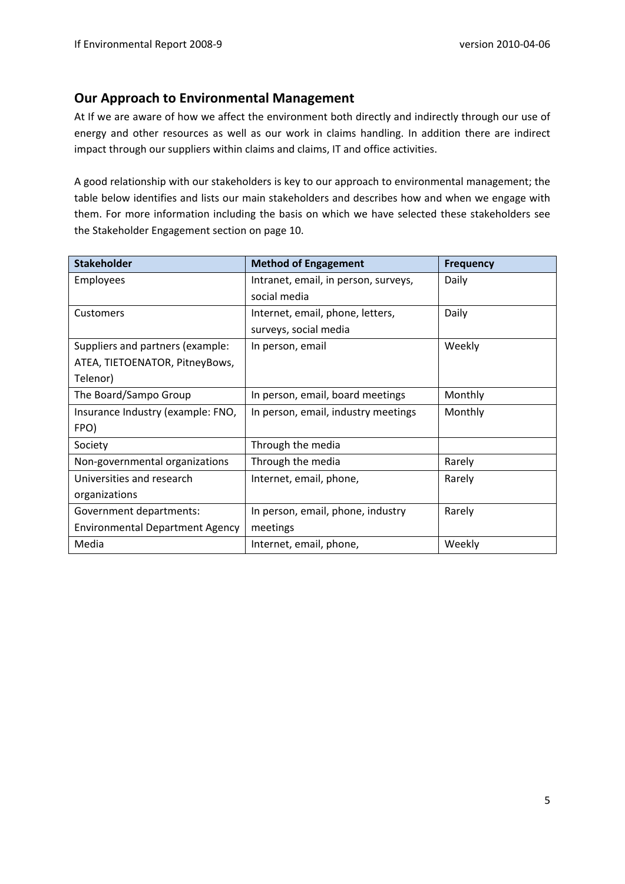## Our Approach to Environmental Management

At If we are aware of how we affect the environment both directly and indirectly through our use of energy and other resources as well as our work in claims handling. In addition there are indirect impact through our suppliers within claims and claims, IT and office activities.

A good relationship with our stakeholders is key to our approach to environmental management; the table below identifies and lists our main stakeholders and describes how and when we engage with them. For more information including the basis on which we have selected these stakeholders see the Stakeholder Engagement section on page 10.

| Stakeholder | Method of Engagement | Frequency |
|---|---|---|
| Employees | Intranet, email, in person, surveys, social media | Daily |
| Customers | Internet, email, phone, letters, surveys, social media | Daily |
| Suppliers and partners (example: ATEA, TIETOENATOR, PitneyBows, Telenor) | In person, email | Weekly |
| The Board/Sampo Group | In person, email, board meetings | Monthly |
| Insurance Industry (example: FNO, FPO) | In person, email, industry meetings | Monthly |
| Society | Through the media | |
| Non-governmental organizations | Through the media | Rarely |
| Universities and research organizations | Internet, email, phone, | Rarely |
| Government departments: Environmental Department Agency | In person, email, phone, industry meetings | Rarely |
| Media | Internet, email, phone, | Weekly |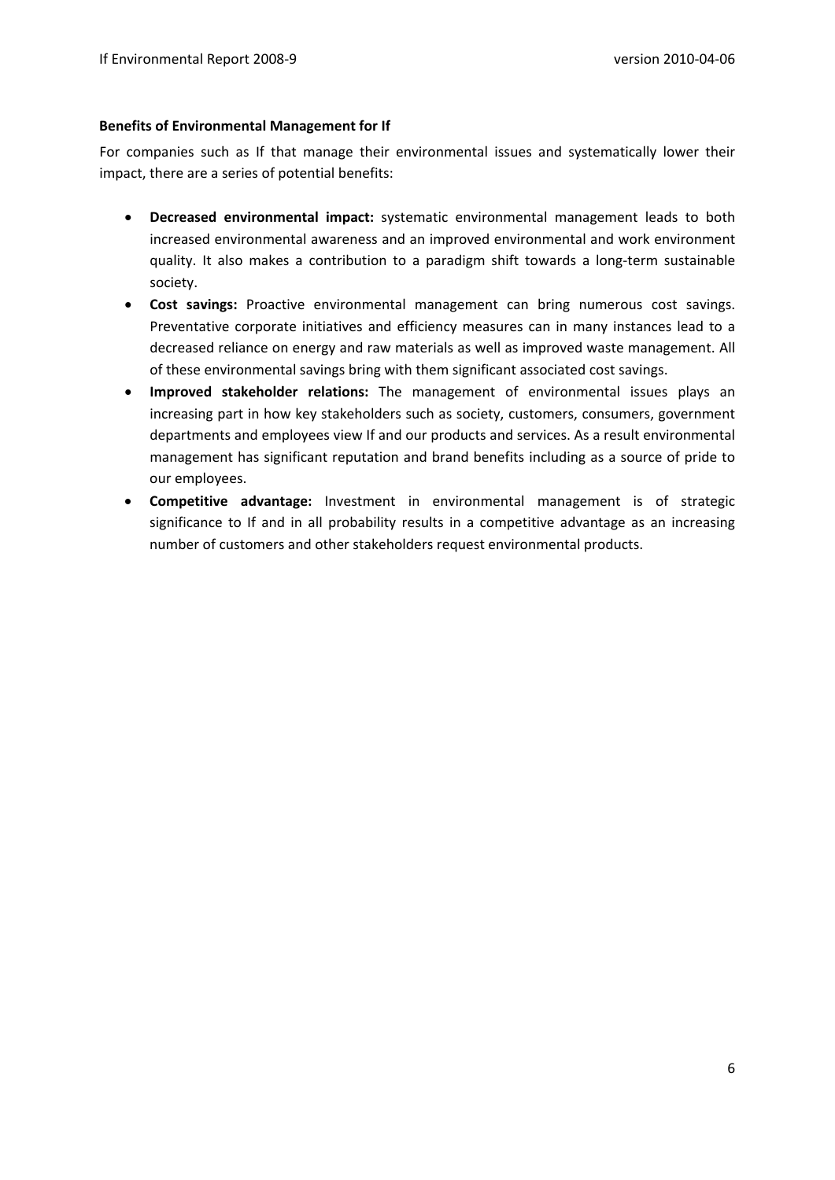**Benefits of Environmental Management for If**

For companies such as If that manage their environmental issues and systematically lower their impact, there are a series of potential benefits:

- **Decreased environmental impact:** systematic environmental management leads to both increased environmental awareness and an improved environmental and work environment quality. It also makes a contribution to a paradigm shift towards a long-term sustainable society.
- **Cost savings:** Proactive environmental management can bring numerous cost savings. Preventative corporate initiatives and efficiency measures can in many instances lead to a decreased reliance on energy and raw materials as well as improved waste management. All of these environmental savings bring with them significant associated cost savings.
- **Improved stakeholder relations:** The management of environmental issues plays an increasing part in how key stakeholders such as society, customers, consumers, government departments and employees view If and our products and services. As a result environmental management has significant reputation and brand benefits including as a source of pride to our employees.
- **Competitive advantage:** Investment in environmental management is of strategic significance to If and in all probability results in a competitive advantage as an increasing number of customers and other stakeholders request environmental products.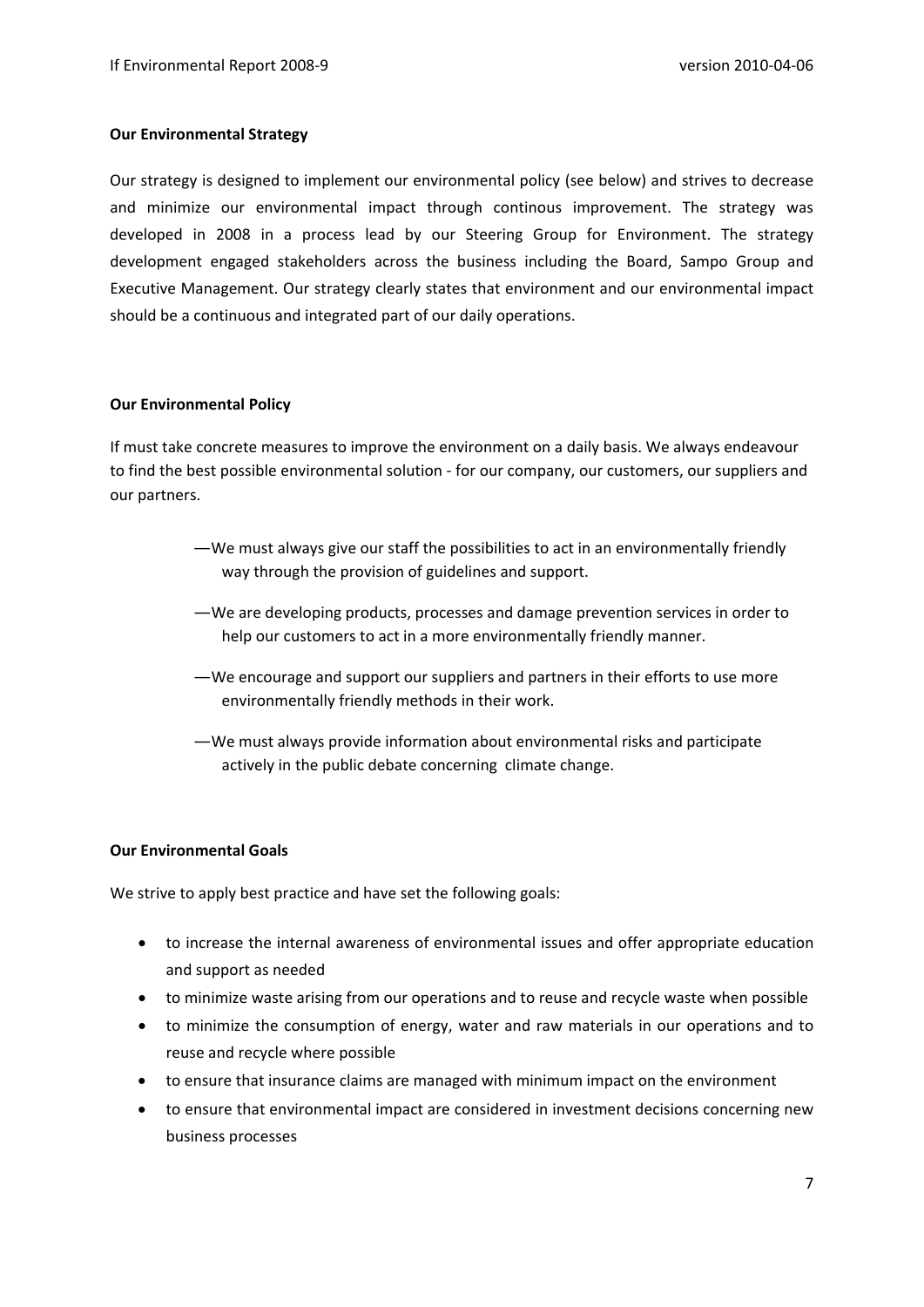**Our Environmental Strategy**

Our strategy is designed to implement our environmental policy (see below) and strives to decrease and minimize our environmental impact through continous improvement. The strategy was developed in 2008 in a process lead by our Steering Group for Environment. The strategy development engaged stakeholders across the business including the Board, Sampo Group and Executive Management. Our strategy clearly states that environment and our environmental impact should be a continuous and integrated part of our daily operations.

**Our Environmental Policy**

If must take concrete measures to improve the environment on a daily basis. We always endeavour to find the best possible environmental solution - for our company, our customers, our suppliers and our partners.

—We must always give our staff the possibilities to act in an environmentally friendly way through the provision of guidelines and support.

—We are developing products, processes and damage prevention services in order to help our customers to act in a more environmentally friendly manner.

—We encourage and support our suppliers and partners in their efforts to use more environmentally friendly methods in their work.

—We must always provide information about environmental risks and participate actively in the public debate concerning climate change.

**Our Environmental Goals**

We strive to apply best practice and have set the following goals:

- to increase the internal awareness of environmental issues and offer appropriate education and support as needed
- to minimize waste arising from our operations and to reuse and recycle waste when possible
- to minimize the consumption of energy, water and raw materials in our operations and to reuse and recycle where possible
- to ensure that insurance claims are managed with minimum impact on the environment
- to ensure that environmental impact are considered in investment decisions concerning new business processes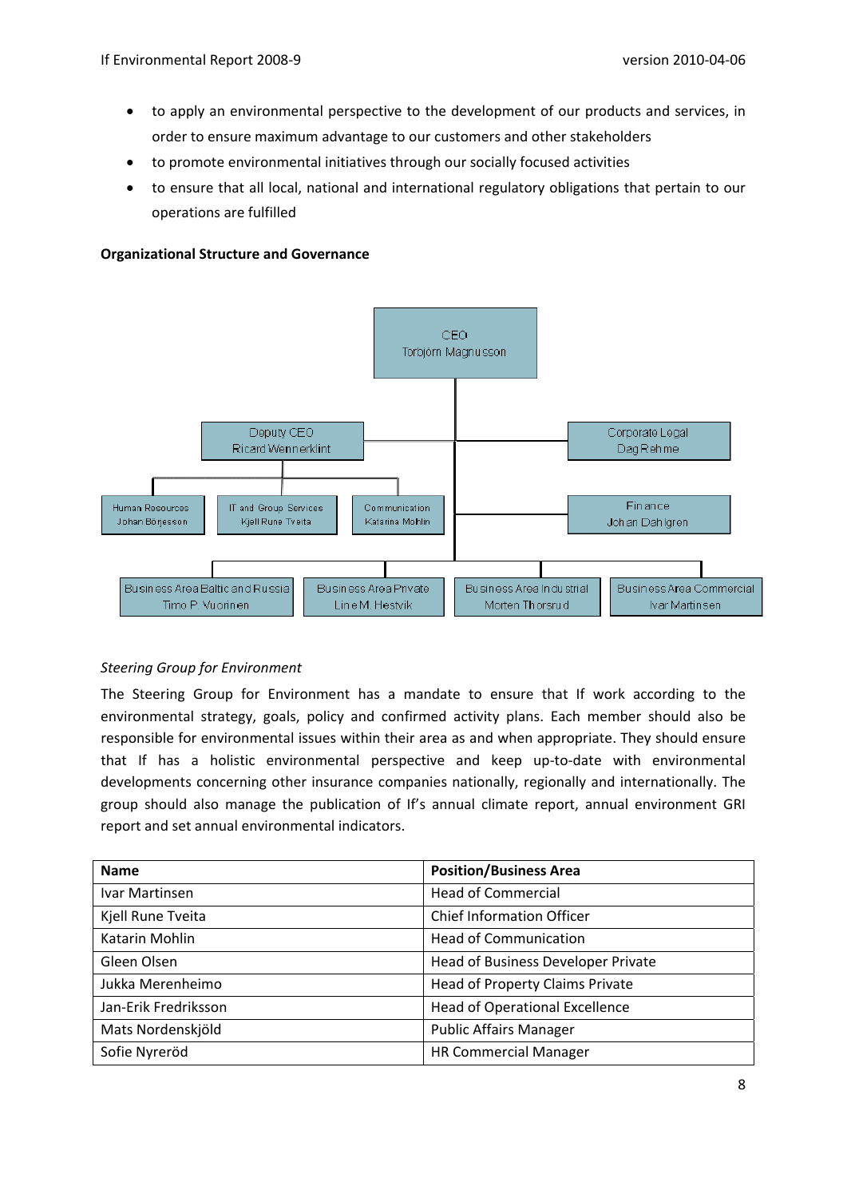- to apply an environmental perspective to the development of our products and services, in order to ensure maximum advantage to our customers and other stakeholders
- to promote environmental initiatives through our socially focused activities
- to ensure that all local, national and international regulatory obligations that pertain to our operations are fulfilled

**Organizational Structure and Governance**

- CEO – Torbjörn Magnusson
  - Deputy CEO – Ricard Wennerklint
    - Human Resources – Johan Börjesson
    - IT and Group Services – Kjell Rune Tveita
    - Communication – Katarina Mohlin
  - Corporate Legal – Dag Rehme
  - Finance – Johan Dahlgren
  - Business Area Baltic and Russia – Timo P. Vuorinen
  - Business Area Private – Line M. Hestvik
  - Business Area Industrial – Morten Thorsrud
  - Business Area Commercial – Ivar Martinsen

*Steering Group for Environment*

The Steering Group for Environment has a mandate to ensure that If work according to the environmental strategy, goals, policy and confirmed activity plans. Each member should also be responsible for environmental issues within their area as and when appropriate. They should ensure that If has a holistic environmental perspective and keep up-to-date with environmental developments concerning other insurance companies nationally, regionally and internationally. The group should also manage the publication of If's annual climate report, annual environment GRI report and set annual environmental indicators.

| Name | Position/Business Area |
|---|---|
| Ivar Martinsen | Head of Commercial |
| Kjell Rune Tveita | Chief Information Officer |
| Katarin Mohlin | Head of Communication |
| Gleen Olsen | Head of Business Developer Private |
| Jukka Merenheimo | Head of Property Claims Private |
| Jan-Erik Fredriksson | Head of Operational Excellence |
| Mats Nordenskjöld | Public Affairs Manager |
| Sofie Nyreröd | HR Commercial Manager |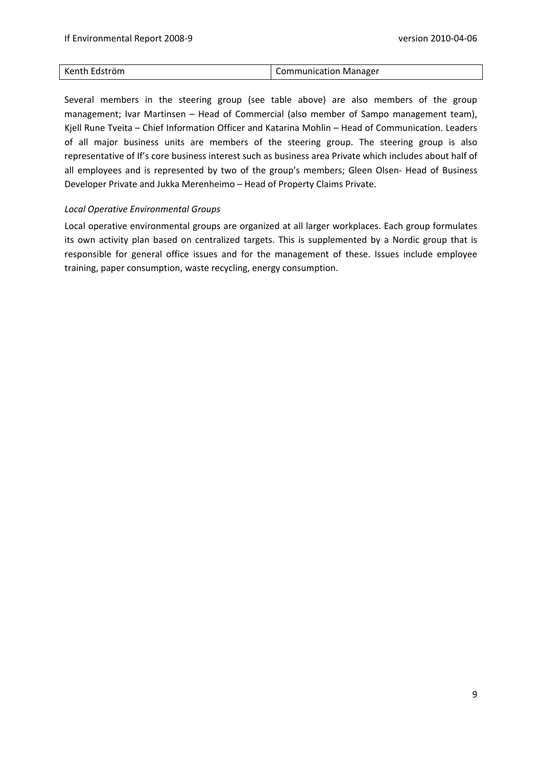| Kenth Edström | Communication Manager |
|---|---|

Several members in the steering group (see table above) are also members of the group management; Ivar Martinsen – Head of Commercial (also member of Sampo management team), Kjell Rune Tveita – Chief Information Officer and Katarina Mohlin – Head of Communication. Leaders of all major business units are members of the steering group. The steering group is also representative of If's core business interest such as business area Private which includes about half of all employees and is represented by two of the group's members; Gleen Olsen- Head of Business Developer Private and Jukka Merenheimo – Head of Property Claims Private.

*Local Operative Environmental Groups*

Local operative environmental groups are organized at all larger workplaces. Each group formulates its own activity plan based on centralized targets. This is supplemented by a Nordic group that is responsible for general office issues and for the management of these. Issues include employee training, paper consumption, waste recycling, energy consumption.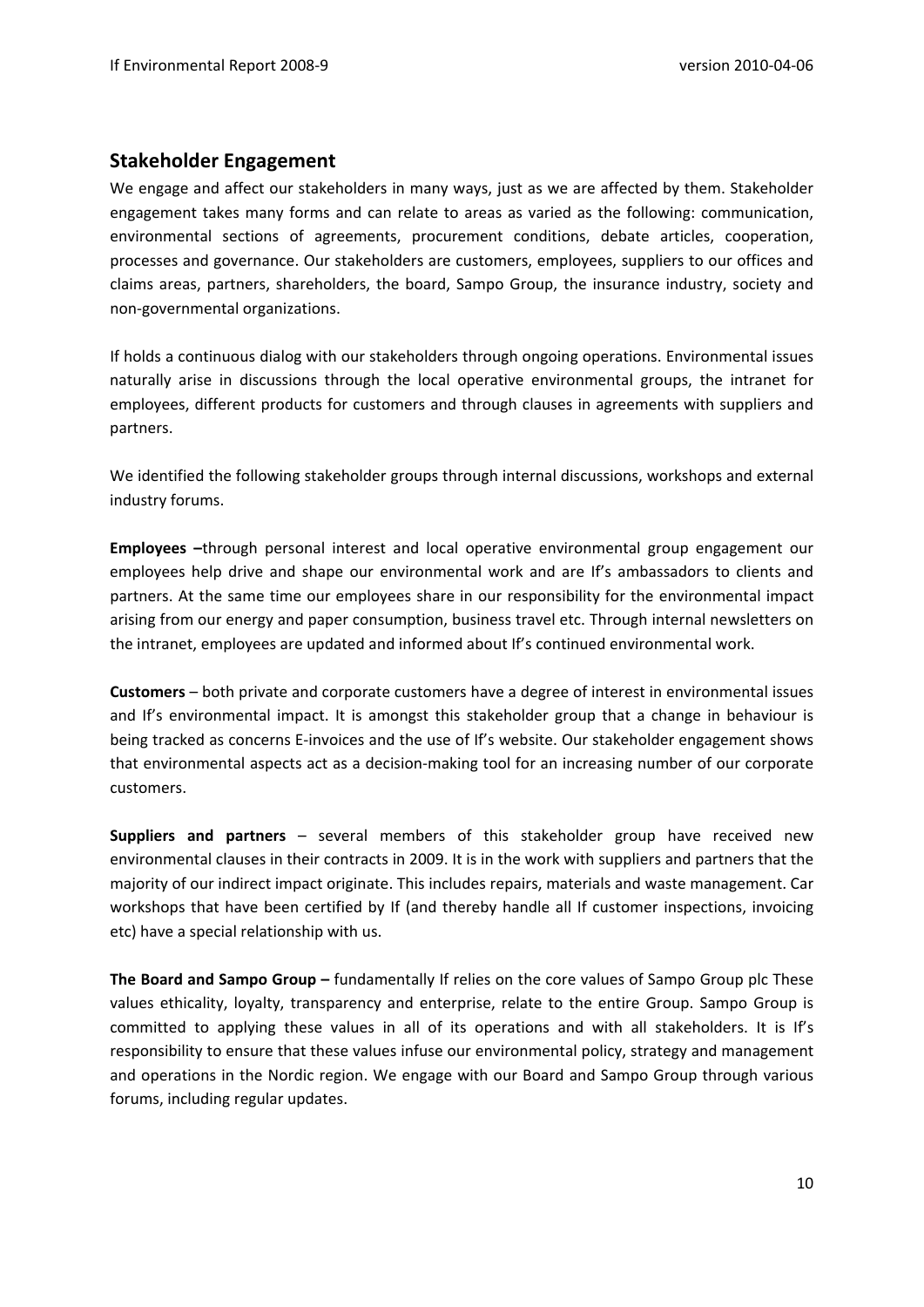## Stakeholder Engagement

We engage and affect our stakeholders in many ways, just as we are affected by them. Stakeholder engagement takes many forms and can relate to areas as varied as the following: communication, environmental sections of agreements, procurement conditions, debate articles, cooperation, processes and governance. Our stakeholders are customers, employees, suppliers to our offices and claims areas, partners, shareholders, the board, Sampo Group, the insurance industry, society and non-governmental organizations.

If holds a continuous dialog with our stakeholders through ongoing operations. Environmental issues naturally arise in discussions through the local operative environmental groups, the intranet for employees, different products for customers and through clauses in agreements with suppliers and partners.

We identified the following stakeholder groups through internal discussions, workshops and external industry forums.

**Employees –**through personal interest and local operative environmental group engagement our employees help drive and shape our environmental work and are If's ambassadors to clients and partners. At the same time our employees share in our responsibility for the environmental impact arising from our energy and paper consumption, business travel etc. Through internal newsletters on the intranet, employees are updated and informed about If's continued environmental work.

**Customers** – both private and corporate customers have a degree of interest in environmental issues and If's environmental impact. It is amongst this stakeholder group that a change in behaviour is being tracked as concerns E-invoices and the use of If's website. Our stakeholder engagement shows that environmental aspects act as a decision-making tool for an increasing number of our corporate customers.

**Suppliers and partners** – several members of this stakeholder group have received new environmental clauses in their contracts in 2009. It is in the work with suppliers and partners that the majority of our indirect impact originate. This includes repairs, materials and waste management. Car workshops that have been certified by If (and thereby handle all If customer inspections, invoicing etc) have a special relationship with us.

**The Board and Sampo Group –** fundamentally If relies on the core values of Sampo Group plc These values ethicality, loyalty, transparency and enterprise, relate to the entire Group. Sampo Group is committed to applying these values in all of its operations and with all stakeholders. It is If's responsibility to ensure that these values infuse our environmental policy, strategy and management and operations in the Nordic region. We engage with our Board and Sampo Group through various forums, including regular updates.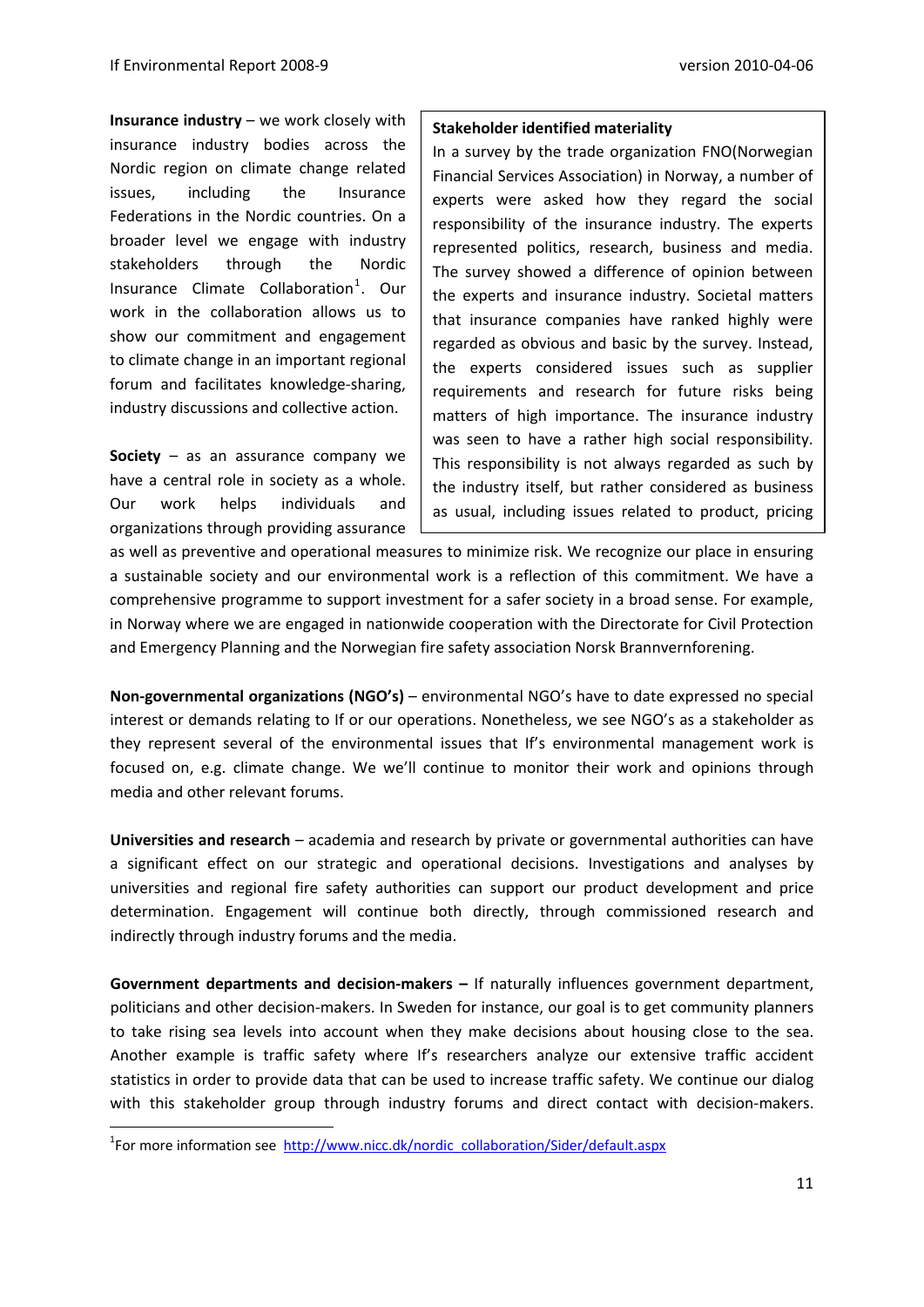**Insurance industry** – we work closely with insurance industry bodies across the Nordic region on climate change related issues, including the Insurance Federations in the Nordic countries. On a broader level we engage with industry stakeholders through the Nordic Insurance Climate Collaboration[1]. Our work in the collaboration allows us to show our commitment and engagement to climate change in an important regional forum and facilitates knowledge-sharing, industry discussions and collective action.

**Society** – as an assurance company we have a central role in society as a whole. Our work helps individuals and organizations through providing assurance as well as preventive and operational measures to minimize risk. We recognize our place in ensuring a sustainable society and our environmental work is a reflection of this commitment. We have a comprehensive programme to support investment for a safer society in a broad sense. For example, in Norway where we are engaged in nationwide cooperation with the Directorate for Civil Protection and Emergency Planning and the Norwegian fire safety association Norsk Brannvernforening.

> **Stakeholder identified materiality**
>
> In a survey by the trade organization FNO(Norwegian Financial Services Association) in Norway, a number of experts were asked how they regard the social responsibility of the insurance industry. The experts represented politics, research, business and media. The survey showed a difference of opinion between the experts and insurance industry. Societal matters that insurance companies have ranked highly were regarded as obvious and basic by the survey. Instead, the experts considered issues such as supplier requirements and research for future risks being matters of high importance. The insurance industry was seen to have a rather high social responsibility. This responsibility is not always regarded as such by the industry itself, but rather considered as business as usual, including issues related to product, pricing

**Non-governmental organizations (NGO's)** – environmental NGO's have to date expressed no special interest or demands relating to If or our operations. Nonetheless, we see NGO's as a stakeholder as they represent several of the environmental issues that If's environmental management work is focused on, e.g. climate change. We we'll continue to monitor their work and opinions through media and other relevant forums.

**Universities and research** – academia and research by private or governmental authorities can have a significant effect on our strategic and operational decisions. Investigations and analyses by universities and regional fire safety authorities can support our product development and price determination. Engagement will continue both directly, through commissioned research and indirectly through industry forums and the media.

**Government departments and decision-makers –** If naturally influences government department, politicians and other decision-makers. In Sweden for instance, our goal is to get community planners to take rising sea levels into account when they make decisions about housing close to the sea. Another example is traffic safety where If's researchers analyze our extensive traffic accident statistics in order to provide data that can be used to increase traffic safety. We continue our dialog with this stakeholder group through industry forums and direct contact with decision-makers.

---

[1] For more information see http://www.nicc.dk/nordic_collaboration/Sider/default.aspx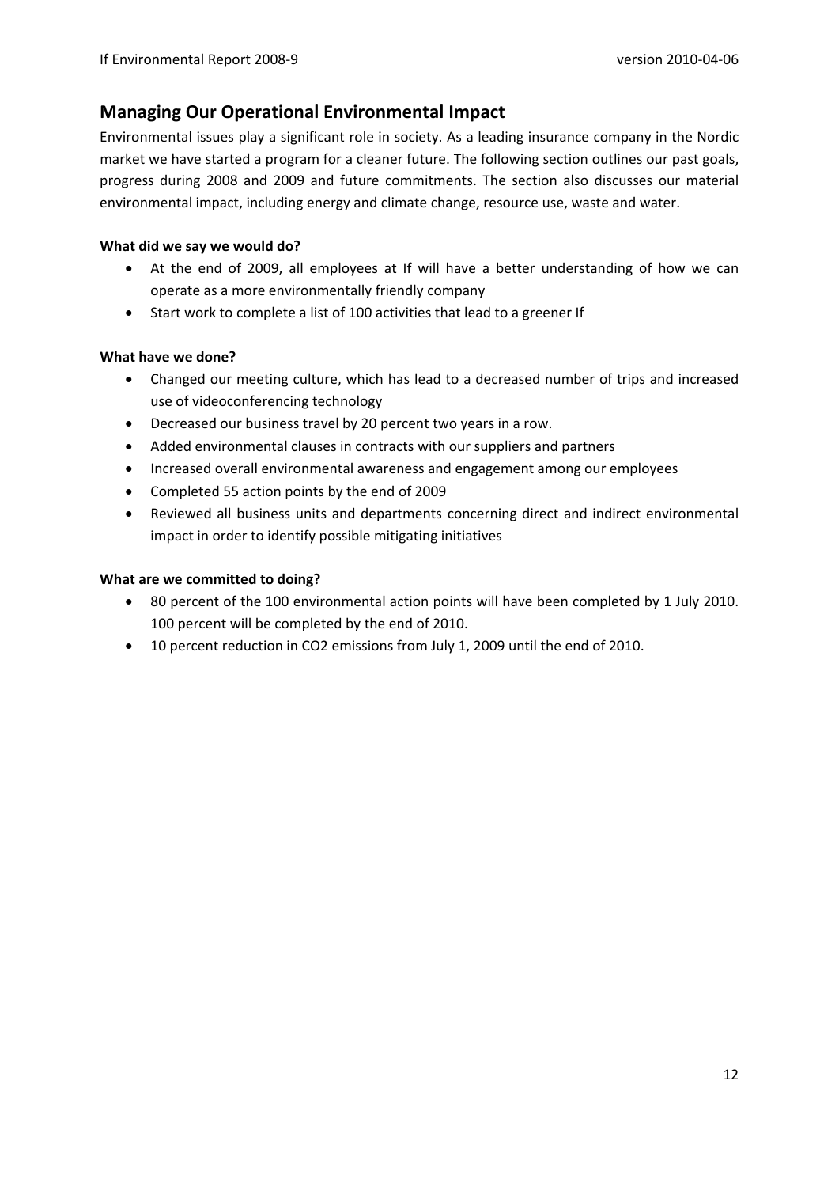## Managing Our Operational Environmental Impact

Environmental issues play a significant role in society. As a leading insurance company in the Nordic market we have started a program for a cleaner future. The following section outlines our past goals, progress during 2008 and 2009 and future commitments. The section also discusses our material environmental impact, including energy and climate change, resource use, waste and water.

**What did we say we would do?**

- At the end of 2009, all employees at If will have a better understanding of how we can operate as a more environmentally friendly company
- Start work to complete a list of 100 activities that lead to a greener If

**What have we done?**

- Changed our meeting culture, which has lead to a decreased number of trips and increased use of videoconferencing technology
- Decreased our business travel by 20 percent two years in a row.
- Added environmental clauses in contracts with our suppliers and partners
- Increased overall environmental awareness and engagement among our employees
- Completed 55 action points by the end of 2009
- Reviewed all business units and departments concerning direct and indirect environmental impact in order to identify possible mitigating initiatives

**What are we committed to doing?**

- 80 percent of the 100 environmental action points will have been completed by 1 July 2010. 100 percent will be completed by the end of 2010.
- 10 percent reduction in $CO_2$ emissions from July 1, 2009 until the end of 2010.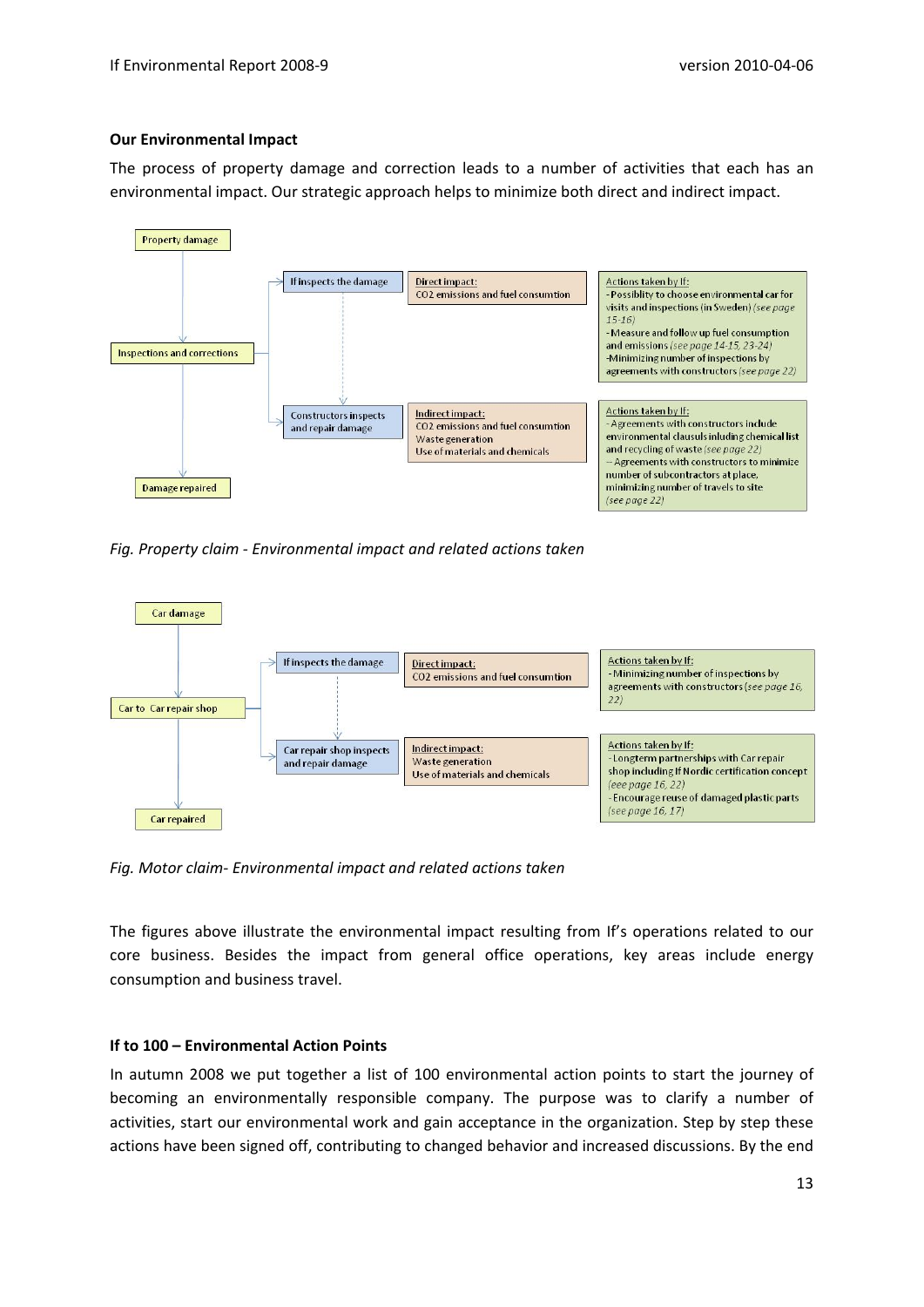## Our Environmental Impact

The process of property damage and correction leads to a number of activities that each has an environmental impact. Our strategic approach helps to minimize both direct and indirect impact.

Property damage → Inspections and corrections → Damage repaired

- If inspects the damage
  - Direct impact: CO2 emissions and fuel consumtion
  - Actions taken by If:
    - Possiblity to choose environmental car for visits and inspections (in Sweden) *(see page 15-16)*
    - Measure and follow up fuel consumption and emissions *(see page 14-15, 23-24)*
    - Minimizing number of inspections by agreements with constructors *(see page 22)*
- Constructors inspects and repair damage
  - Indirect impact: CO2 emissions and fuel consumtion, Waste generation, Use of materials and chemicals
  - Actions taken by If:
    - Agreements with constructors include environmental clausuls inluding chemical list and recycling of waste *(see page 22)*
    - Agreements with constructors to minimize number of subcontractors at place, minimizing number of travels to site *(see page 22)*

*Fig. Property claim - Environmental impact and related actions taken*

Car damage → Car to Car repair shop → Car repaired

- If inspects the damage
  - Direct impact: CO2 emissions and fuel consumtion
  - Actions taken by If:
    - Minimizing number of inspections by agreements with constructors *(see page 16, 22)*
- Car repair shop inspects and repair damage
  - Indirect impact: Waste generation, Use of materials and chemicals
  - Actions taken by If:
    - Longterm partnerships with Car repair shop including If Nordic certification concept *(eee page 16, 22)*
    - Encourage reuse of damaged plastic parts *(see page 16, 17)*

*Fig. Motor claim- Environmental impact and related actions taken*

The figures above illustrate the environmental impact resulting from If's operations related to our core business. Besides the impact from general office operations, key areas include energy consumption and business travel.

### If to 100 – Environmental Action Points

In autumn 2008 we put together a list of 100 environmental action points to start the journey of becoming an environmentally responsible company. The purpose was to clarify a number of activities, start our environmental work and gain acceptance in the organization. Step by step these actions have been signed off, contributing to changed behavior and increased discussions. By the end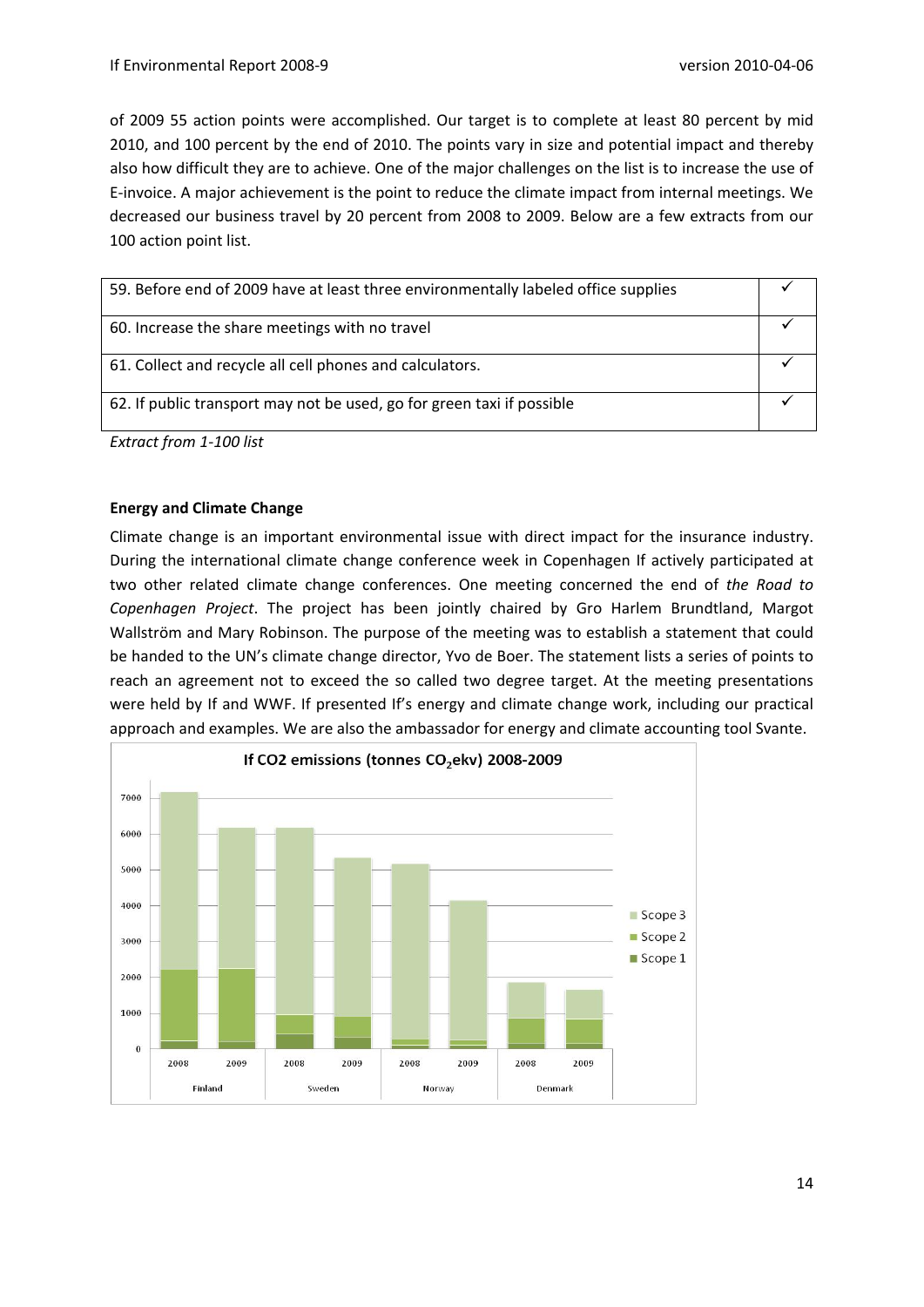of 2009 55 action points were accomplished. Our target is to complete at least 80 percent by mid 2010, and 100 percent by the end of 2010. The points vary in size and potential impact and thereby also how difficult they are to achieve. One of the major challenges on the list is to increase the use of E-invoice. A major achievement is the point to reduce the climate impact from internal meetings. We decreased our business travel by 20 percent from 2008 to 2009. Below are a few extracts from our 100 action point list.

| | |
|---|---|
| 59. Before end of 2009 have at least three environmentally labeled office supplies | ✓ |
| 60. Increase the share meetings with no travel | ✓ |
| 61. Collect and recycle all cell phones and calculators. | ✓ |
| 62. If public transport may not be used, go for green taxi if possible | ✓ |

*Extract from 1-100 list*

**Energy and Climate Change**

Climate change is an important environmental issue with direct impact for the insurance industry. During the international climate change conference week in Copenhagen If actively participated at two other related climate change conferences. One meeting concerned the end of *the Road to Copenhagen Project*. The project has been jointly chaired by Gro Harlem Brundtland, Margot Wallström and Mary Robinson. The purpose of the meeting was to establish a statement that could be handed to the UN's climate change director, Yvo de Boer. The statement lists a series of points to reach an agreement not to exceed the so called two degree target. At the meeting presentations were held by If and WWF. If presented If's energy and climate change work, including our practical approach and examples. We are also the ambassador for energy and climate accounting tool Svante.

**If CO2 emissions (tonnes $CO_2$ekv) 2008-2009**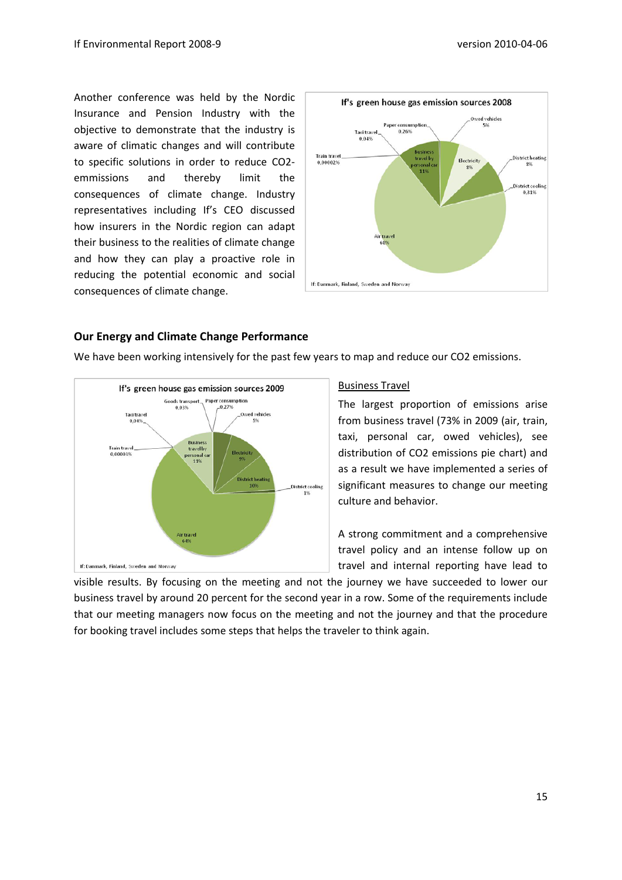Another conference was held by the Nordic Insurance and Pension Industry with the objective to demonstrate that the industry is aware of climatic changes and will contribute to specific solutions in order to reduce CO2-emmissions and thereby limit the consequences of climate change. Industry representatives including If's CEO discussed how insurers in the Nordic region can adapt their business to the realities of climate change and how they can play a proactive role in reducing the potential economic and social consequences of climate change.

## Our Energy and Climate Change Performance

We have been working intensively for the past few years to map and reduce our CO2 emissions.

### Business Travel

The largest proportion of emissions arise from business travel (73% in 2009 (air, train, taxi, personal car, owed vehicles), see distribution of CO2 emissions pie chart) and as a result we have implemented a series of significant measures to change our meeting culture and behavior.

A strong commitment and a comprehensive travel policy and an intense follow up on travel and internal reporting have lead to visible results. By focusing on the meeting and not the journey we have succeeded to lower our business travel by around 20 percent for the second year in a row. Some of the requirements include that our meeting managers now focus on the meeting and not the journey and that the procedure for booking travel includes some steps that helps the traveler to think again.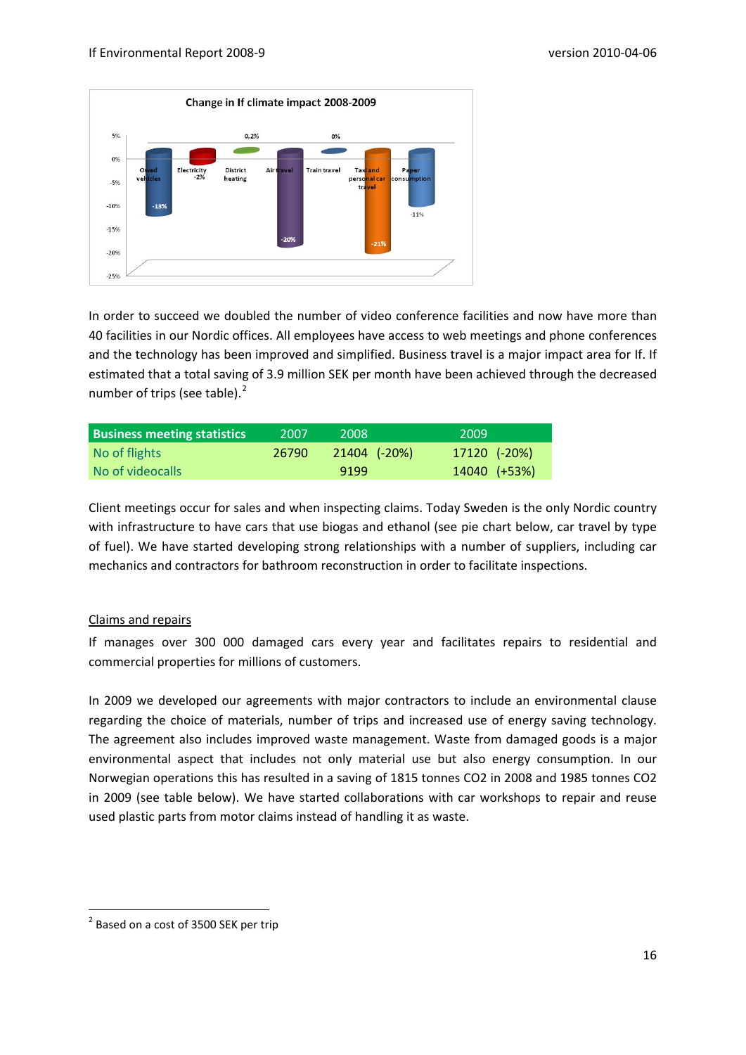Change in If climate impact 2008-2009

| Category | Change |
|---|---|
| Owed vehicles | -13% |
| Electricity | -2% |
| District heating | 0,2% |
| Air travel | -20% |
| Train travel | 0% |
| Taxi and personal car travel | -21% |
| Paper consumption | -11% |

In order to succeed we doubled the number of video conference facilities and now have more than 40 facilities in our Nordic offices. All employees have access to web meetings and phone conferences and the technology has been improved and simplified. Business travel is a major impact area for If. If estimated that a total saving of 3.9 million SEK per month have been achieved through the decreased number of trips (see table).[2]

| Business meeting statistics | 2007 | 2008 | 2009 |
|---|---|---|---|
| No of flights | 26790 | 21404 (-20%) | 17120 (-20%) |
| No of videocalls | | 9199 | 14040 (+53%) |

Client meetings occur for sales and when inspecting claims. Today Sweden is the only Nordic country with infrastructure to have cars that use biogas and ethanol (see pie chart below, car travel by type of fuel). We have started developing strong relationships with a number of suppliers, including car mechanics and contractors for bathroom reconstruction in order to facilitate inspections.

## Claims and repairs

If manages over 300 000 damaged cars every year and facilitates repairs to residential and commercial properties for millions of customers.

In 2009 we developed our agreements with major contractors to include an environmental clause regarding the choice of materials, number of trips and increased use of energy saving technology. The agreement also includes improved waste management. Waste from damaged goods is a major environmental aspect that includes not only material use but also energy consumption. In our Norwegian operations this has resulted in a saving of 1815 tonnes CO2 in 2008 and 1985 tonnes CO2 in 2009 (see table below). We have started collaborations with car workshops to repair and reuse used plastic parts from motor claims instead of handling it as waste.

[2] Based on a cost of 3500 SEK per trip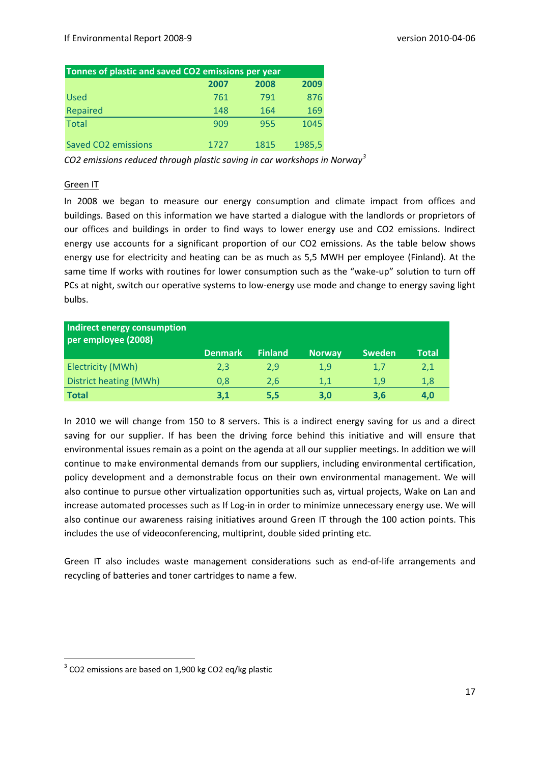| Tonnes of plastic and saved $CO_2$ emissions per year | 2007 | 2008 | 2009 |
|---|---|---|---|
| Used | 761 | 791 | 876 |
| Repaired | 148 | 164 | 169 |
| Total | 909 | 955 | 1045 |
| Saved $CO_2$ emissions | 1727 | 1815 | 1985,5 |

*$CO_2$ emissions reduced through plastic saving in car workshops in Norway*[3]

Green IT

In 2008 we began to measure our energy consumption and climate impact from offices and buildings. Based on this information we have started a dialogue with the landlords or proprietors of our offices and buildings in order to find ways to lower energy use and $CO_2$ emissions. Indirect energy use accounts for a significant proportion of our $CO_2$ emissions. As the table below shows energy use for electricity and heating can be as much as 5,5 MWH per employee (Finland). At the same time If works with routines for lower consumption such as the "wake-up" solution to turn off PCs at night, switch our operative systems to low-energy use mode and change to energy saving light bulbs.

| Indirect energy consumption per employee (2008) | Denmark | Finland | Norway | Sweden | Total |
|---|---|---|---|---|---|
| Electricity (MWh) | 2,3 | 2,9 | 1,9 | 1,7 | 2,1 |
| District heating (MWh) | 0,8 | 2,6 | 1,1 | 1,9 | 1,8 |
| **Total** | **3,1** | **5,5** | **3,0** | **3,6** | **4,0** |

In 2010 we will change from 150 to 8 servers. This is a indirect energy saving for us and a direct saving for our supplier. If has been the driving force behind this initiative and will ensure that environmental issues remain as a point on the agenda at all our supplier meetings. In addition we will continue to make environmental demands from our suppliers, including environmental certification, policy development and a demonstrable focus on their own environmental management. We will also continue to pursue other virtualization opportunities such as, virtual projects, Wake on Lan and increase automated processes such as If Log-in in order to minimize unnecessary energy use. We will also continue our awareness raising initiatives around Green IT through the 100 action points. This includes the use of videoconferencing, multiprint, double sided printing etc.

Green IT also includes waste management considerations such as end-of-life arrangements and recycling of batteries and toner cartridges to name a few.

[3] $CO_2$ emissions are based on 1,900 kg $CO_2$ eq/kg plastic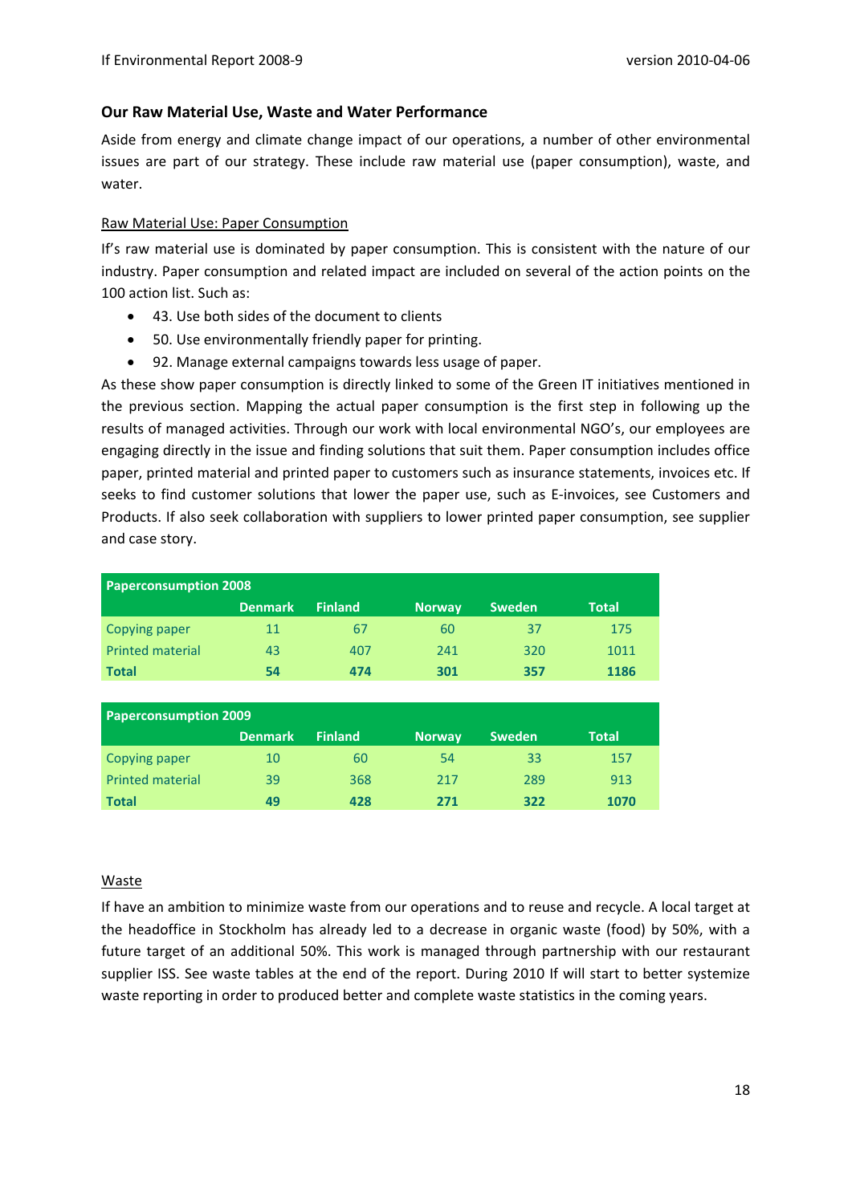## Our Raw Material Use, Waste and Water Performance

Aside from energy and climate change impact of our operations, a number of other environmental issues are part of our strategy. These include raw material use (paper consumption), waste, and water.

### Raw Material Use: Paper Consumption

If's raw material use is dominated by paper consumption. This is consistent with the nature of our industry. Paper consumption and related impact are included on several of the action points on the 100 action list. Such as:

- 43. Use both sides of the document to clients
- 50. Use environmentally friendly paper for printing.
- 92. Manage external campaigns towards less usage of paper.

As these show paper consumption is directly linked to some of the Green IT initiatives mentioned in the previous section. Mapping the actual paper consumption is the first step in following up the results of managed activities. Through our work with local environmental NGO's, our employees are engaging directly in the issue and finding solutions that suit them. Paper consumption includes office paper, printed material and printed paper to customers such as insurance statements, invoices etc. If seeks to find customer solutions that lower the paper use, such as E-invoices, see Customers and Products. If also seek collaboration with suppliers to lower printed paper consumption, see supplier and case story.

| Paperconsumption 2008 | | | | | |
|---|---|---|---|---|---|
| | Denmark | Finland | Norway | Sweden | Total |
| Copying paper | 11 | 67 | 60 | 37 | 175 |
| Printed material | 43 | 407 | 241 | 320 | 1011 |
| **Total** | **54** | **474** | **301** | **357** | **1186** |

| Paperconsumption 2009 | | | | | |
|---|---|---|---|---|---|
| | Denmark | Finland | Norway | Sweden | Total |
| Copying paper | 10 | 60 | 54 | 33 | 157 |
| Printed material | 39 | 368 | 217 | 289 | 913 |
| **Total** | **49** | **428** | **271** | **322** | **1070** |

### Waste

If have an ambition to minimize waste from our operations and to reuse and recycle. A local target at the headoffice in Stockholm has already led to a decrease in organic waste (food) by 50%, with a future target of an additional 50%. This work is managed through partnership with our restaurant supplier ISS. See waste tables at the end of the report. During 2010 If will start to better systemize waste reporting in order to produced better and complete waste statistics in the coming years.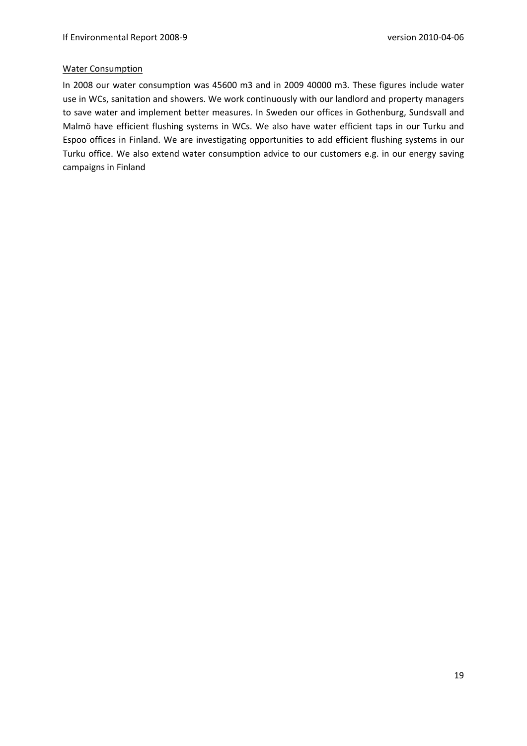Water Consumption

In 2008 our water consumption was 45600 m3 and in 2009 40000 m3. These figures include water use in WCs, sanitation and showers. We work continuously with our landlord and property managers to save water and implement better measures. In Sweden our offices in Gothenburg, Sundsvall and Malmö have efficient flushing systems in WCs. We also have water efficient taps in our Turku and Espoo offices in Finland. We are investigating opportunities to add efficient flushing systems in our Turku office. We also extend water consumption advice to our customers e.g. in our energy saving campaigns in Finland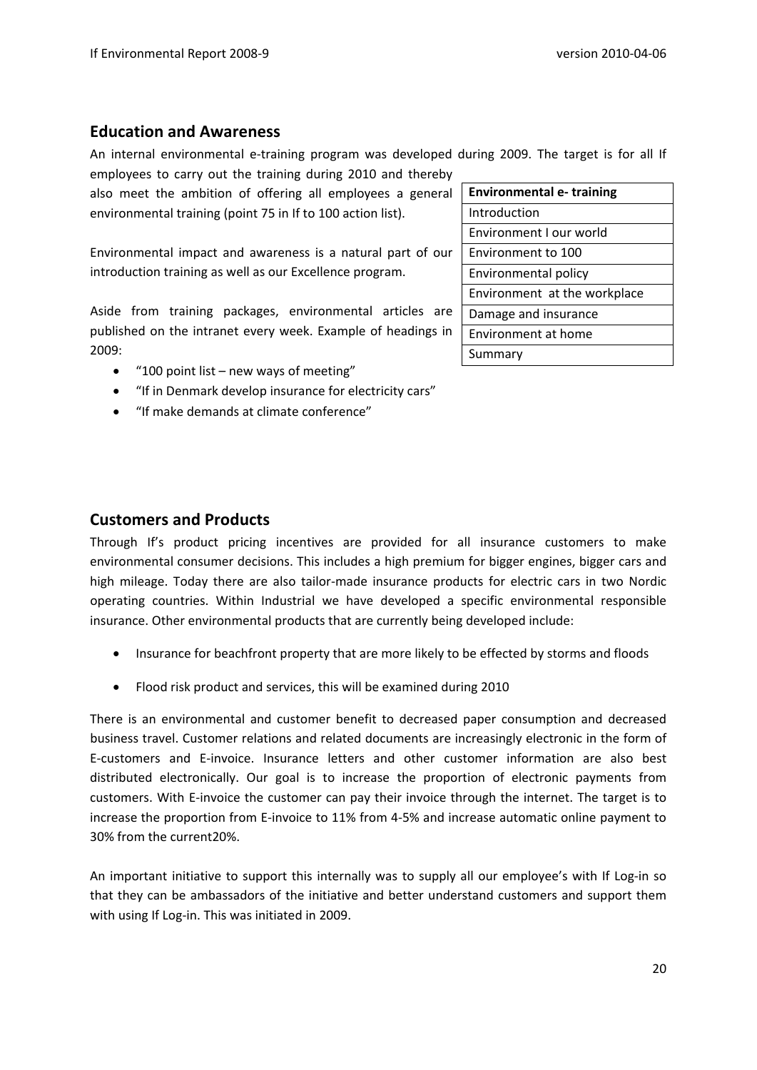## Education and Awareness

An internal environmental e-training program was developed during 2009. The target is for all If employees to carry out the training during 2010 and thereby also meet the ambition of offering all employees a general environmental training (point 75 in If to 100 action list).

Environmental impact and awareness is a natural part of our introduction training as well as our Excellence program.

Aside from training packages, environmental articles are published on the intranet every week. Example of headings in 2009:

- "100 point list – new ways of meeting"
- "If in Denmark develop insurance for electricity cars"
- "If make demands at climate conference"

| Environmental e- training |
|---|
| Introduction |
| Environment I our world |
| Environment to 100 |
| Environmental policy |
| Environment at the workplace |
| Damage and insurance |
| Environment at home |
| Summary |

## Customers and Products

Through If's product pricing incentives are provided for all insurance customers to make environmental consumer decisions. This includes a high premium for bigger engines, bigger cars and high mileage. Today there are also tailor-made insurance products for electric cars in two Nordic operating countries. Within Industrial we have developed a specific environmental responsible insurance. Other environmental products that are currently being developed include:

- Insurance for beachfront property that are more likely to be effected by storms and floods
- Flood risk product and services, this will be examined during 2010

There is an environmental and customer benefit to decreased paper consumption and decreased business travel. Customer relations and related documents are increasingly electronic in the form of E-customers and E-invoice. Insurance letters and other customer information are also best distributed electronically. Our goal is to increase the proportion of electronic payments from customers. With E-invoice the customer can pay their invoice through the internet. The target is to increase the proportion from E-invoice to 11% from 4-5% and increase automatic online payment to 30% from the current20%.

An important initiative to support this internally was to supply all our employee's with If Log-in so that they can be ambassadors of the initiative and better understand customers and support them with using If Log-in. This was initiated in 2009.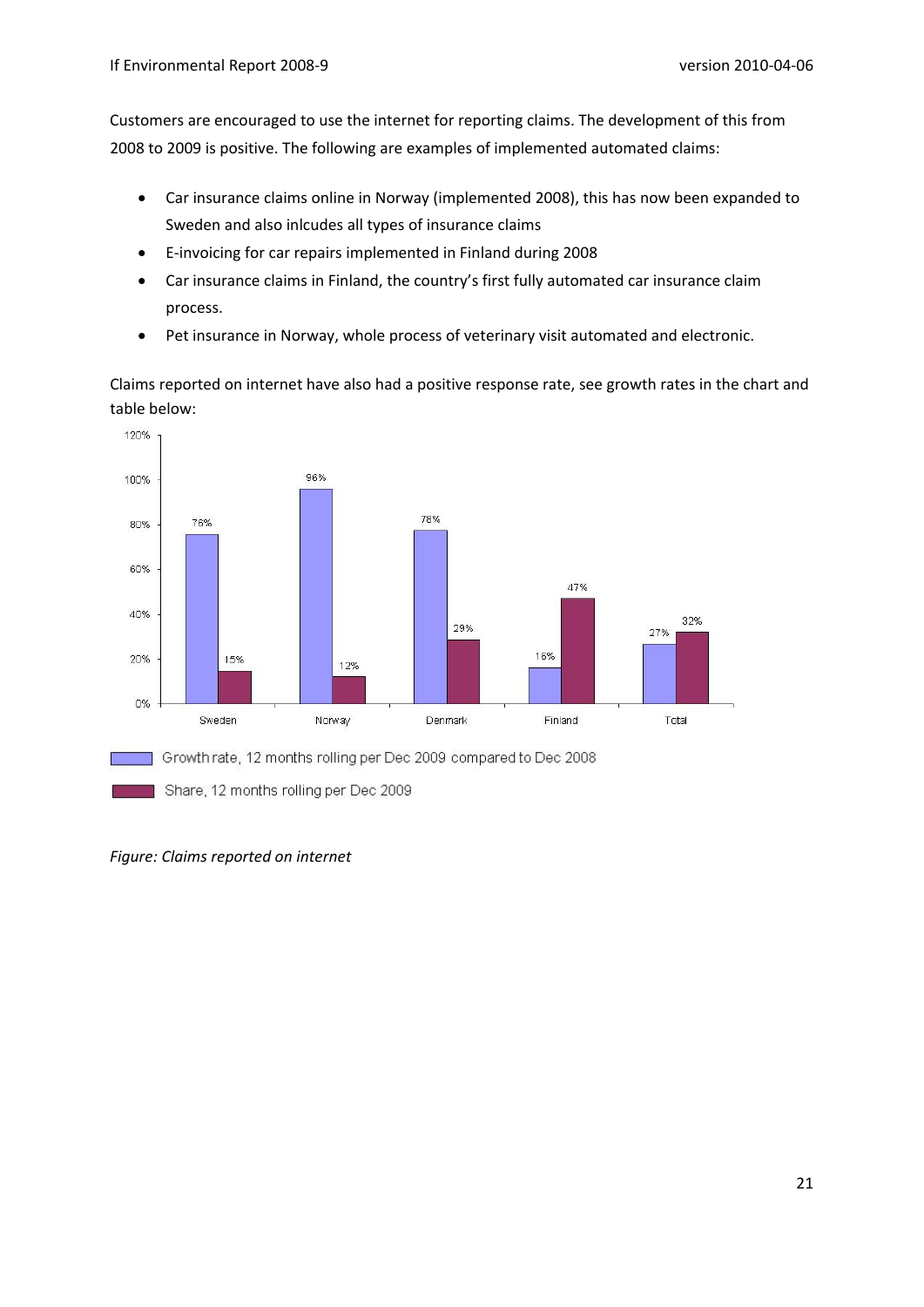Customers are encouraged to use the internet for reporting claims. The development of this from 2008 to 2009 is positive. The following are examples of implemented automated claims:

- Car insurance claims online in Norway (implemented 2008), this has now been expanded to Sweden and also inlcudes all types of insurance claims
- E-invoicing for car repairs implemented in Finland during 2008
- Car insurance claims in Finland, the country's first fully automated car insurance claim process.
- Pet insurance in Norway, whole process of veterinary visit automated and electronic.

Claims reported on internet have also had a positive response rate, see growth rates in the chart and table below:

| | Sweden | Norway | Denmark | Finland | Total |
|---|---|---|---|---|---|
| Growth rate, 12 months rolling per Dec 2009 compared to Dec 2008 | 76% | 96% | 78% | 16% | 27% |
| Share, 12 months rolling per Dec 2009 | 15% | 12% | 29% | 47% | 32% |

*Figure: Claims reported on internet*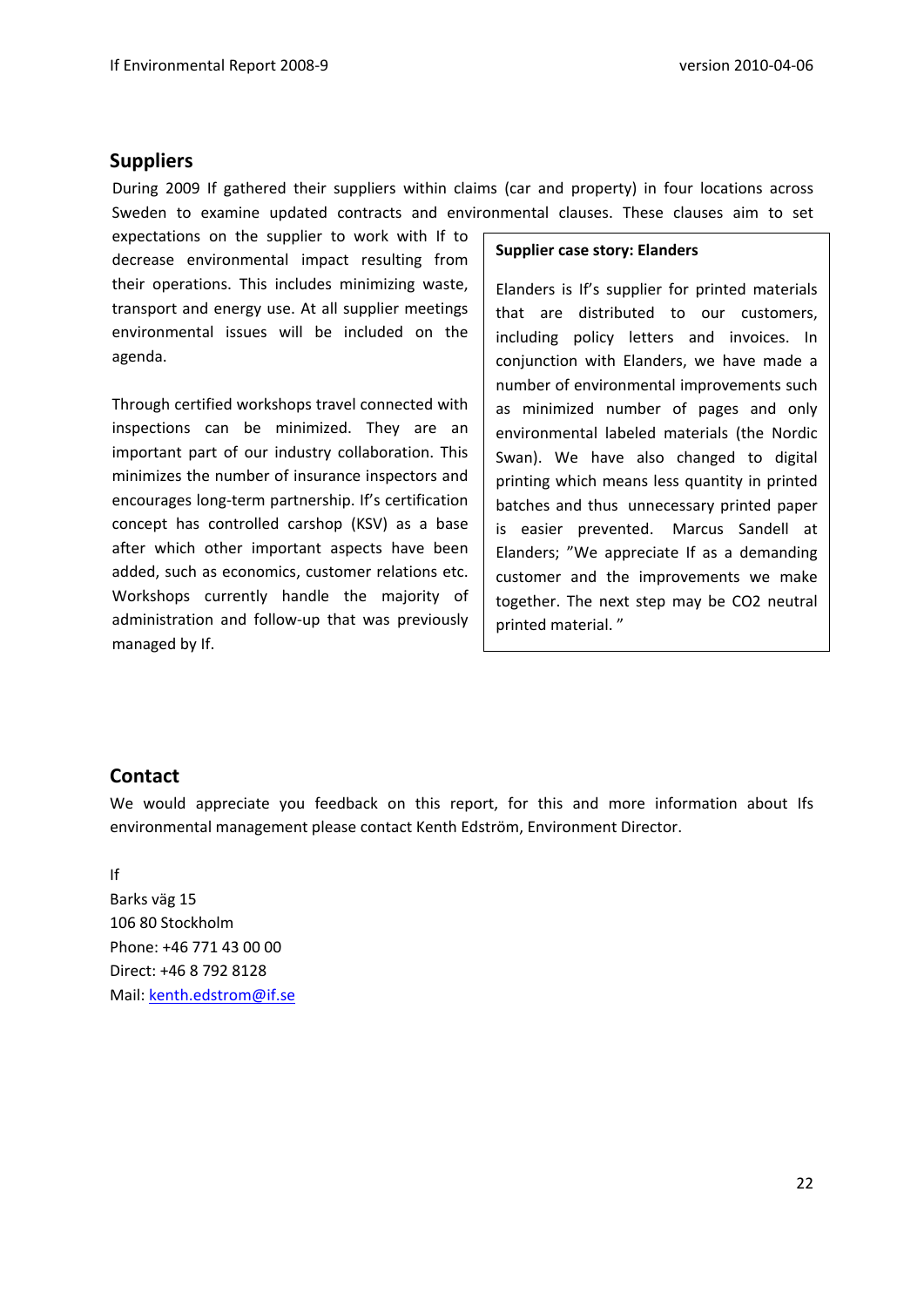## Suppliers

During 2009 If gathered their suppliers within claims (car and property) in four locations across Sweden to examine updated contracts and environmental clauses. These clauses aim to set expectations on the supplier to work with If to decrease environmental impact resulting from their operations. This includes minimizing waste, transport and energy use. At all supplier meetings environmental issues will be included on the agenda.

Through certified workshops travel connected with inspections can be minimized. They are an important part of our industry collaboration. This minimizes the number of insurance inspectors and encourages long-term partnership. If's certification concept has controlled carshop (KSV) as a base after which other important aspects have been added, such as economics, customer relations etc. Workshops currently handle the majority of administration and follow-up that was previously managed by If.

**Supplier case story: Elanders**

Elanders is If's supplier for printed materials that are distributed to our customers, including policy letters and invoices. In conjunction with Elanders, we have made a number of environmental improvements such as minimized number of pages and only environmental labeled materials (the Nordic Swan). We have also changed to digital printing which means less quantity in printed batches and thus unnecessary printed paper is easier prevented. Marcus Sandell at Elanders; "We appreciate If as a demanding customer and the improvements we make together. The next step may be CO2 neutral printed material. "

## Contact

We would appreciate you feedback on this report, for this and more information about Ifs environmental management please contact Kenth Edström, Environment Director.

If
Barks väg 15
106 80 Stockholm
Phone: +46 771 43 00 00
Direct: +46 8 792 8128
Mail: kenth.edstrom@if.se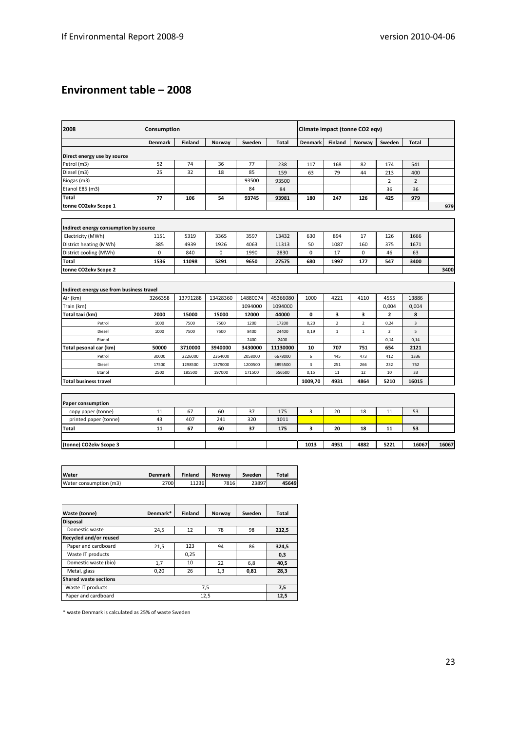## Environment table – 2008

| 2008 | Consumption | | | | | Climate impact (tonne CO2 eqv) | | | | | |
|---|---|---|---|---|---|---|---|---|---|---|---|
| | Denmark | Finland | Norway | Sweden | Total | Denmark | Finland | Norway | Sweden | Total | |
| **Direct energy use by source** | | | | | | | | | | | |
| Petrol (m3) | 52 | 74 | 36 | 77 | 238 | 117 | 168 | 82 | 174 | 541 | |
| Diesel (m3) | 25 | 32 | 18 | 85 | 159 | 63 | 79 | 44 | 213 | 400 | |
| Biogas (m3) | | | | 93500 | 93500 | | | | 2 | 2 | |
| Etanol E85 (m3) | | | | 84 | 84 | | | | 36 | 36 | |
| **Total** | **77** | **106** | **54** | **93745** | **93981** | **180** | **247** | **126** | **425** | **979** | |
| **tonne CO2ekv Scope 1** | | | | | | | | | | | **979** |
| **Indirect energy consumption by source** | | | | | | | | | | | |
| Electricity (MWh) | 1151 | 5319 | 3365 | 3597 | 13432 | 630 | 894 | 17 | 126 | 1666 | |
| District heating (MWh) | 385 | 4939 | 1926 | 4063 | 11313 | 50 | 1087 | 160 | 375 | 1671 | |
| District cooling (MWh) | 0 | 840 | 0 | 1990 | 2830 | 0 | 17 | 0 | 46 | 63 | |
| **Total** | **1536** | **11098** | **5291** | **9650** | **27575** | **680** | **1997** | **177** | **547** | **3400** | |
| **tonne CO2ekv Scope 2** | | | | | | | | | | | **3400** |
| **Indirect energy use from business travel** | | | | | | | | | | | |
| Air (km) | 3266358 | 13791288 | 13428360 | 14880074 | 45366080 | 1000 | 4221 | 4110 | 4555 | 13886 | |
| Train (km) | | | | 1094000 | 1094000 | | | | 0,004 | 0,004 | |
| **Total taxi (km)** | **2000** | **15000** | **15000** | **12000** | **44000** | **0** | **3** | **3** | **2** | **8** | |
| Petrol | 1000 | 7500 | 7500 | 1200 | 17200 | 0,20 | 2 | 2 | 0,24 | 3 | |
| Diesel | 1000 | 7500 | 7500 | 8400 | 24400 | 0,19 | 1 | 1 | 2 | 5 | |
| Etanol | | | | 2400 | 2400 | | | | 0,14 | 0,14 | |
| **Total pesonal car (km)** | **50000** | **3710000** | **3940000** | **3430000** | **11130000** | **10** | **707** | **751** | **654** | **2121** | |
| Petrol | 30000 | 2226000 | 2364000 | 2058000 | 6678000 | 6 | 445 | 473 | 412 | 1336 | |
| Diesel | 17500 | 1298500 | 1379000 | 1200500 | 3895500 | 3 | 251 | 266 | 232 | 752 | |
| Etanol | 2500 | 185500 | 197000 | 171500 | 556500 | 0,15 | 11 | 12 | 10 | 33 | |
| **Total business travel** | | | | | | **1009,70** | **4931** | **4864** | **5210** | **16015** | |
| **Paper consumption** | | | | | | | | | | | |
| copy paper (tonne) | 11 | 67 | 60 | 37 | 175 | 3 | 20 | 18 | 11 | 53 | |
| printed paper (tonne) | 43 | 407 | 241 | 320 | 1011 | | | | | | |
| **Total** | **11** | **67** | **60** | **37** | **175** | **3** | **20** | **18** | **11** | **53** | |
| **(tonne) CO2ekv Scope 3** | | | | | | **1013** | **4951** | **4882** | **5221** | **16067** | **16067** |

| Water | Denmark | Finland | Norway | Sweden | Total |
|---|---|---|---|---|---|
| Water consumption (m3) | 2700 | 11236 | 7816 | 23897 | **45649** |

| Waste (tonne) | Denmark* | Finland | Norway | Sweden | Total |
|---|---|---|---|---|---|
| **Disposal** | | | | | |
| Domestic waste | 24,5 | 12 | 78 | 98 | **212,5** |
| **Recycled and/or reused** | | | | | |
| Paper and cardboard | 21,5 | 123 | 94 | 86 | **324,5** |
| Waste IT products | | 0,25 | | | **0,3** |
| Domestic waste (bio) | 1,7 | 10 | 22 | 6,8 | **40,5** |
| Metal, glass | 0,20 | 26 | 1,3 | **0,81** | **28,3** |
| **Shared waste sections** | | | | | |
| Waste IT products | 7,5 | | | | **7,5** |
| Paper and cardboard | 12,5 | | | | **12,5** |

\* waste Denmark is calculated as 25% of waste Sweden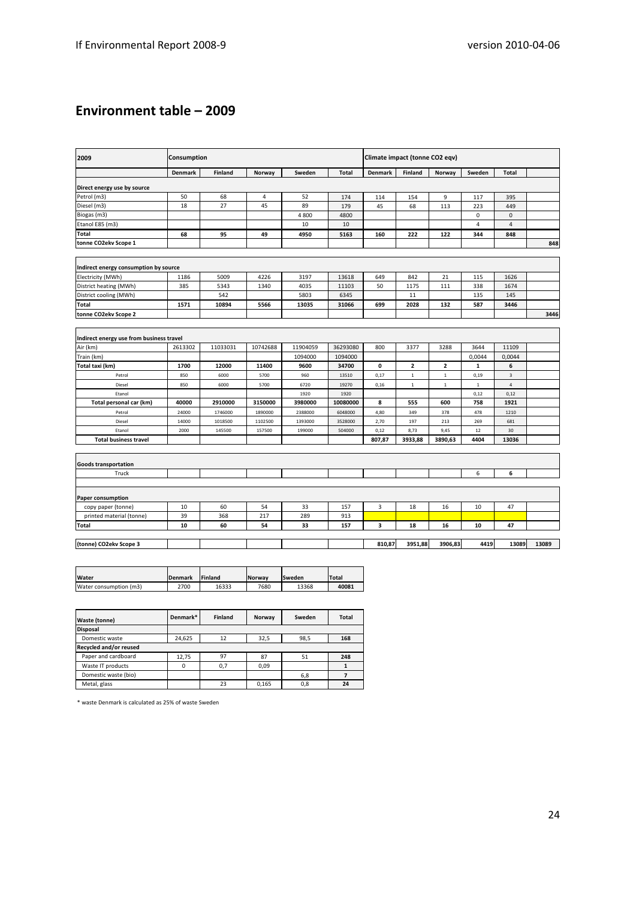## Environment table – 2009

| 2009 | Consumption | | | | | Climate impact (tonne CO2 eqv) | | | | | |
|---|---|---|---|---|---|---|---|---|---|---|---|
| | Denmark | Finland | Norway | Sweden | Total | Denmark | Finland | Norway | Sweden | Total | |
| **Direct energy use by source** | | | | | | | | | | | |
| Petrol (m3) | 50 | 68 | 4 | 52 | 174 | 114 | 154 | 9 | 117 | 395 | |
| Diesel (m3) | 18 | 27 | 45 | 89 | 179 | 45 | 68 | 113 | 223 | 449 | |
| Biogas (m3) | | | | 4 800 | 4800 | | | | 0 | 0 | |
| Etanol E85 (m3) | | | | 10 | 10 | | | | 4 | 4 | |
| **Total** | **68** | **95** | **49** | **4950** | **5163** | **160** | **222** | **122** | **344** | **848** | |
| **tonne CO2ekv Scope 1** | | | | | | | | | | | **848** |
| **Indirect energy consumption by source** | | | | | | | | | | | |
| Electricity (MWh) | 1186 | 5009 | 4226 | 3197 | 13618 | 649 | 842 | 21 | 115 | 1626 | |
| District heating (MWh) | 385 | 5343 | 1340 | 4035 | 11103 | 50 | 1175 | 111 | 338 | 1674 | |
| District cooling (MWh) | | 542 | | 5803 | 6345 | | 11 | | 135 | 145 | |
| **Total** | **1571** | **10894** | **5566** | **13035** | **31066** | **699** | **2028** | **132** | **587** | **3446** | |
| **tonne CO2ekv Scope 2** | | | | | | | | | | | **3446** |
| **Indirect energy use from business travel** | | | | | | | | | | | |
| Air (km) | 2613302 | 11033031 | 10742688 | 11904059 | 36293080 | 800 | 3377 | 3288 | 3644 | 11109 | |
| Train (km) | | | | 1094000 | 1094000 | | | | 0,0044 | 0,0044 | |
| **Total taxi (km)** | **1700** | **12000** | **11400** | **9600** | **34700** | **0** | **2** | **2** | **1** | **6** | |
| Petrol | 850 | 6000 | 5700 | 960 | 13510 | 0,17 | 1 | 1 | 0,19 | 3 | |
| Diesel | 850 | 6000 | 5700 | 6720 | 19270 | 0,16 | 1 | 1 | 1 | 4 | |
| Etanol | | | | 1920 | 1920 | | | | 0,12 | 0,12 | |
| **Total personal car (km)** | **40000** | **2910000** | **3150000** | **3980000** | **10080000** | **8** | **555** | **600** | **758** | **1921** | |
| Petrol | 24000 | 1746000 | 1890000 | 2388000 | 6048000 | 4,80 | 349 | 378 | 478 | 1210 | |
| Diesel | 14000 | 1018500 | 1102500 | 1393000 | 3528000 | 2,70 | 197 | 213 | 269 | 681 | |
| Etanol | 2000 | 145500 | 157500 | 199000 | 504000 | 0,12 | 8,73 | 9,45 | 12 | 30 | |
| **Total business travel** | | | | | | **807,87** | **3933,88** | **3890,63** | **4404** | **13036** | |
| **Goods transportation** | | | | | | | | | | | |
| Truck | | | | | | | | | 6 | **6** | |
| **Paper consumption** | | | | | | | | | | | |
| copy paper (tonne) | 10 | 60 | 54 | 33 | 157 | 3 | 18 | 16 | 10 | 47 | |
| printed material (tonne) | 39 | 368 | 217 | 289 | 913 | | | | | | |
| **Total** | **10** | **60** | **54** | **33** | **157** | **3** | **18** | **16** | **10** | **47** | |
| **(tonne) CO2ekv Scope 3** | | | | | | **810,87** | **3951,88** | **3906,83** | **4419** | **13089** | **13089** |

| Water | Denmark | Finland | Norway | Sweden | Total |
|---|---|---|---|---|---|
| Water consumption (m3) | 2700 | 16333 | 7680 | 13368 | **40081** |

| Waste (tonne) | Denmark* | Finland | Norway | Sweden | Total |
|---|---|---|---|---|---|
| **Disposal** | | | | | |
| Domestic waste | 24,625 | 12 | 32,5 | 98,5 | **168** |
| **Recycled and/or reused** | | | | | |
| Paper and cardboard | 12,75 | 97 | 87 | 51 | **248** |
| Waste IT products | 0 | 0,7 | 0,09 | | **1** |
| Domestic waste (bio) | | | | 6,8 | **7** |
| Metal, glass | | 23 | 0,165 | 0,8 | **24** |

\* waste Denmark is calculated as 25% of waste Sweden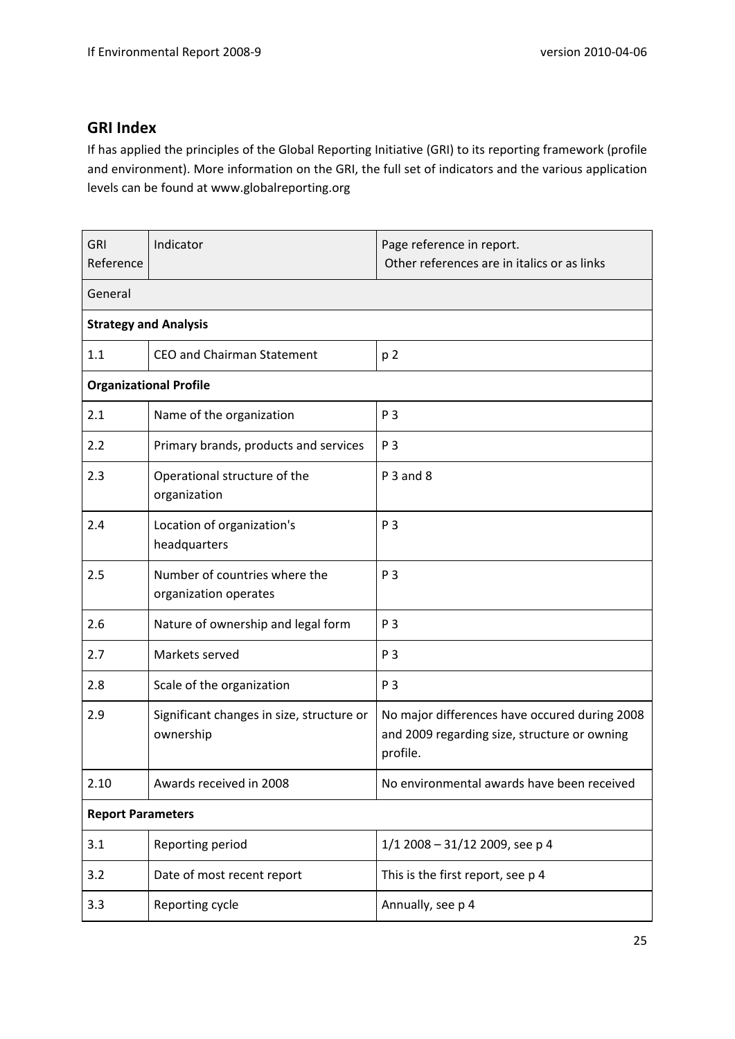## GRI Index

If has applied the principles of the Global Reporting Initiative (GRI) to its reporting framework (profile and environment). More information on the GRI, the full set of indicators and the various application levels can be found at www.globalreporting.org

| GRI Reference | Indicator | Page reference in report. Other references are in italics or as links |
|---|---|---|
| General | | |
| **Strategy and Analysis** | | |
| 1.1 | CEO and Chairman Statement | p 2 |
| **Organizational Profile** | | |
| 2.1 | Name of the organization | P 3 |
| 2.2 | Primary brands, products and services | P 3 |
| 2.3 | Operational structure of the organization | P 3 and 8 |
| 2.4 | Location of organization's headquarters | P 3 |
| 2.5 | Number of countries where the organization operates | P 3 |
| 2.6 | Nature of ownership and legal form | P 3 |
| 2.7 | Markets served | P 3 |
| 2.8 | Scale of the organization | P 3 |
| 2.9 | Significant changes in size, structure or ownership | No major differences have occured during 2008 and 2009 regarding size, structure or owning profile. |
| 2.10 | Awards received in 2008 | No environmental awards have been received |
| **Report Parameters** | | |
| 3.1 | Reporting period | 1/1 2008 – 31/12 2009, see p 4 |
| 3.2 | Date of most recent report | This is the first report, see p 4 |
| 3.3 | Reporting cycle | Annually, see p 4 |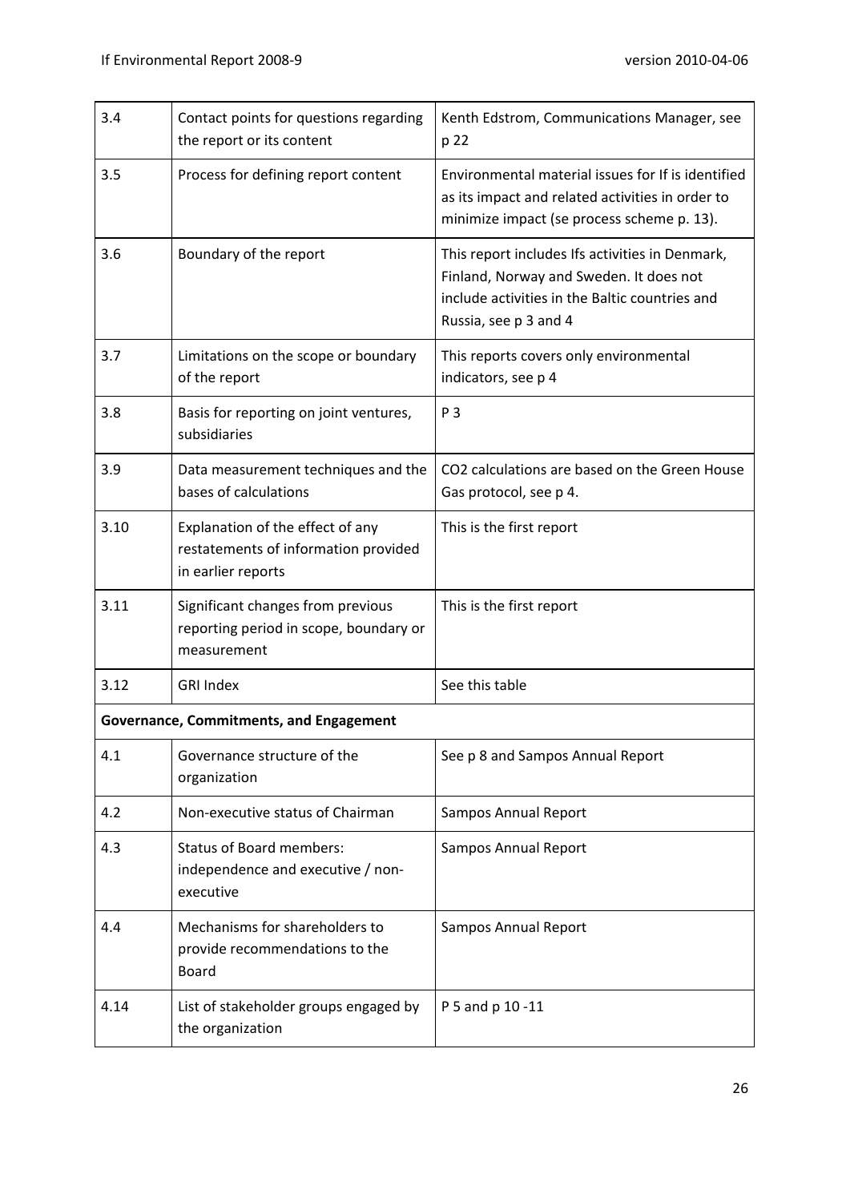| 3.4 | Contact points for questions regarding the report or its content | Kenth Edstrom, Communications Manager, see p 22 |
|---|---|---|
| 3.5 | Process for defining report content | Environmental material issues for If is identified as its impact and related activities in order to minimize impact (se process scheme p. 13). |
| 3.6 | Boundary of the report | This report includes Ifs activities in Denmark, Finland, Norway and Sweden. It does not include activities in the Baltic countries and Russia, see p 3 and 4 |
| 3.7 | Limitations on the scope or boundary of the report | This reports covers only environmental indicators, see p 4 |
| 3.8 | Basis for reporting on joint ventures, subsidiaries | P 3 |
| 3.9 | Data measurement techniques and the bases of calculations | $CO_2$ calculations are based on the Green House Gas protocol, see p 4. |
| 3.10 | Explanation of the effect of any restatements of information provided in earlier reports | This is the first report |
| 3.11 | Significant changes from previous reporting period in scope, boundary or measurement | This is the first report |
| 3.12 | GRI Index | See this table |
| **Governance, Commitments, and Engagement** | | |
| 4.1 | Governance structure of the organization | See p 8 and Sampos Annual Report |
| 4.2 | Non-executive status of Chairman | Sampos Annual Report |
| 4.3 | Status of Board members: independence and executive / non-executive | Sampos Annual Report |
| 4.4 | Mechanisms for shareholders to provide recommendations to the Board | Sampos Annual Report |
| 4.14 | List of stakeholder groups engaged by the organization | P 5 and p 10 -11 |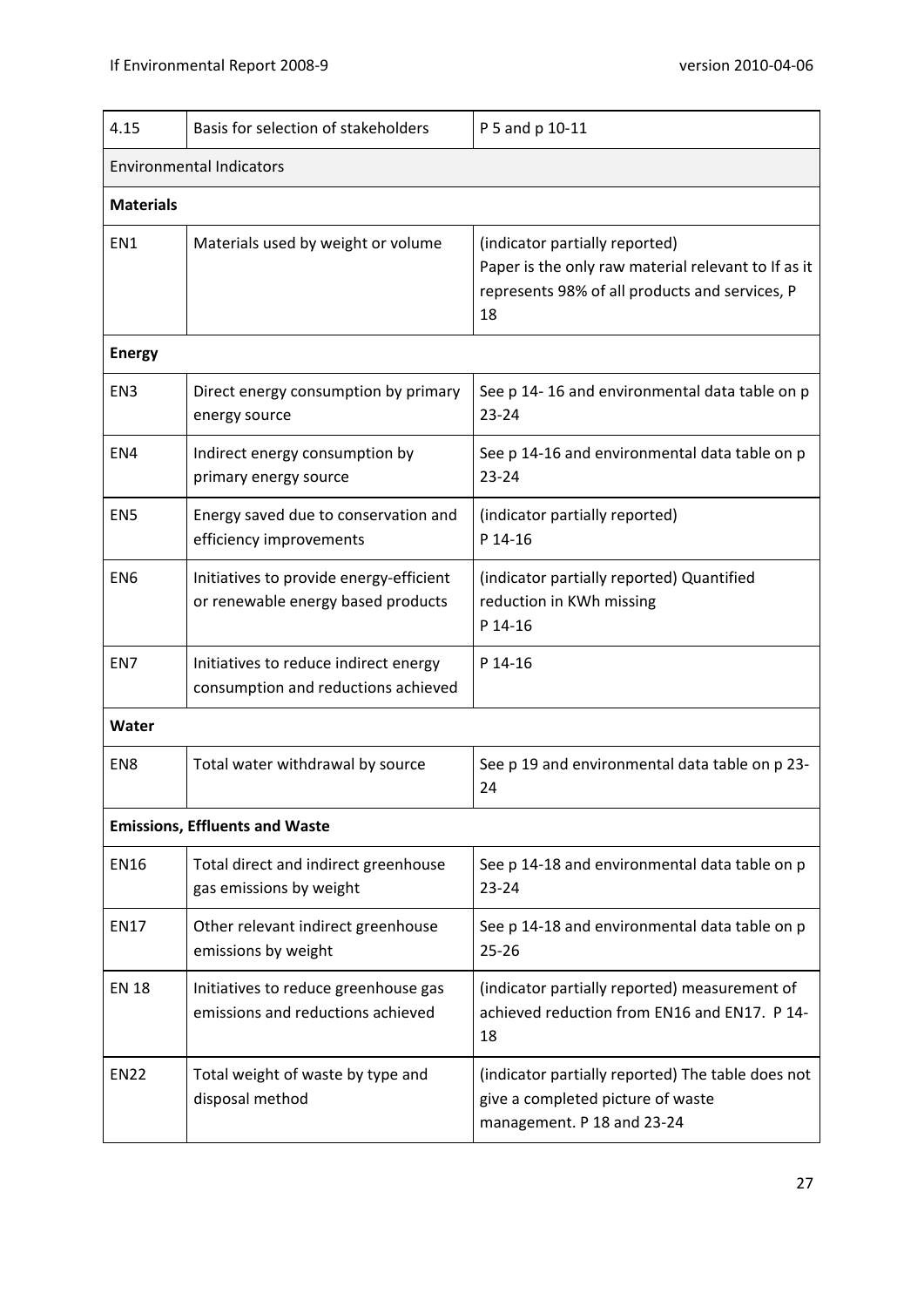| 4.15 | Basis for selection of stakeholders | P 5 and p 10-11 |
|---|---|---|
| Environmental Indicators | | |
| **Materials** | | |
| EN1 | Materials used by weight or volume | (indicator partially reported) Paper is the only raw material relevant to If as it represents 98% of all products and services, P 18 |
| **Energy** | | |
| EN3 | Direct energy consumption by primary energy source | See p 14- 16 and environmental data table on p 23-24 |
| EN4 | Indirect energy consumption by primary energy source | See p 14-16 and environmental data table on p 23-24 |
| EN5 | Energy saved due to conservation and efficiency improvements | (indicator partially reported) P 14-16 |
| EN6 | Initiatives to provide energy-efficient or renewable energy based products | (indicator partially reported) Quantified reduction in KWh missing P 14-16 |
| EN7 | Initiatives to reduce indirect energy consumption and reductions achieved | P 14-16 |
| **Water** | | |
| EN8 | Total water withdrawal by source | See p 19 and environmental data table on p 23-24 |
| **Emissions, Effluents and Waste** | | |
| EN16 | Total direct and indirect greenhouse gas emissions by weight | See p 14-18 and environmental data table on p 23-24 |
| EN17 | Other relevant indirect greenhouse emissions by weight | See p 14-18 and environmental data table on p 25-26 |
| EN 18 | Initiatives to reduce greenhouse gas emissions and reductions achieved | (indicator partially reported) measurement of achieved reduction from EN16 and EN17. P 14-18 |
| EN22 | Total weight of waste by type and disposal method | (indicator partially reported) The table does not give a completed picture of waste management. P 18 and 23-24 |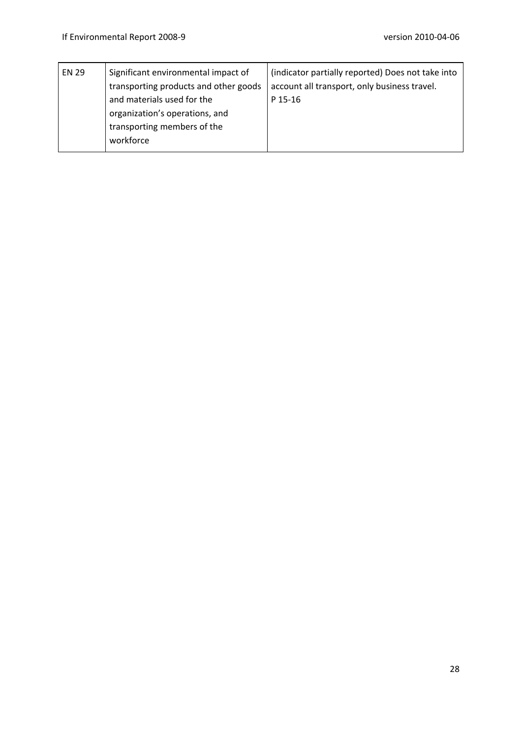| EN 29 | Significant environmental impact of transporting products and other goods and materials used for the organization's operations, and transporting members of the workforce | (indicator partially reported) Does not take into account all transport, only business travel. P 15-16 |
|---|---|---|